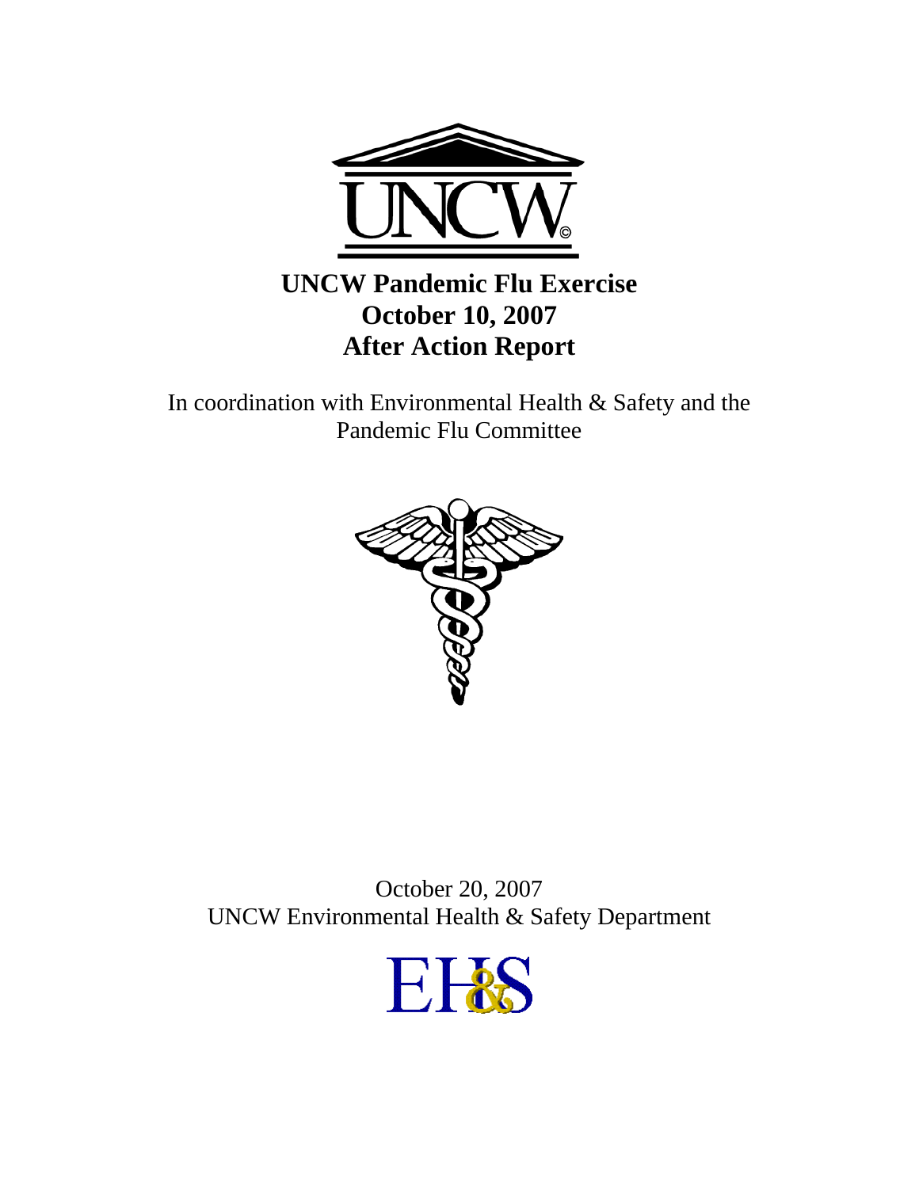# UNCW Pandemic Flu Exercise
# October 10, 2007
# After Action Report

In coordination with Environmental Health & Safety and the Pandemic Flu Committee

October 20, 2007
UNCW Environmental Health & Safety Department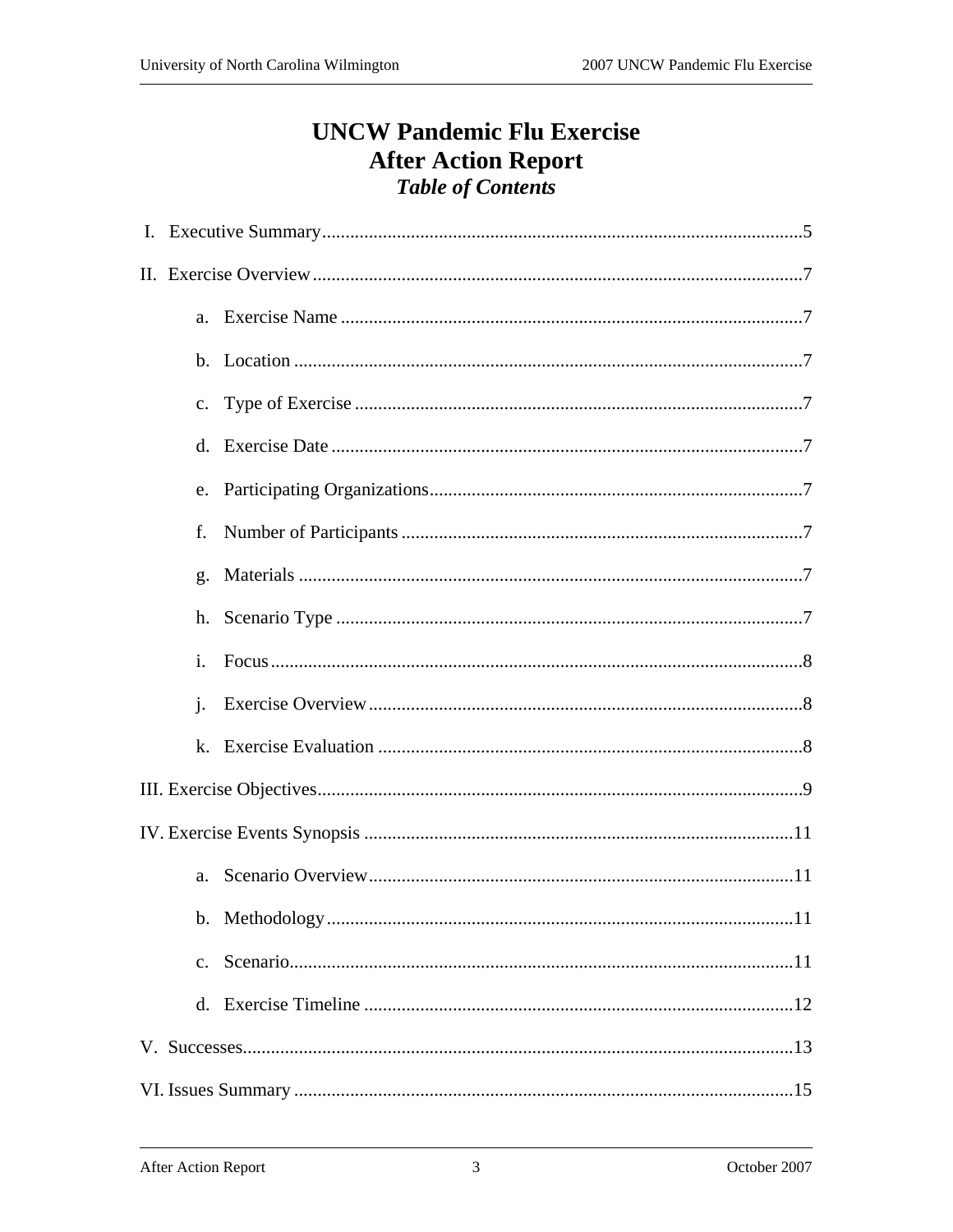# UNCW Pandemic Flu Exercise
# After Action Report
### *Table of Contents*

I. Executive Summary ..... 5

II. Exercise Overview ..... 7

- a. Exercise Name ..... 7
- b. Location ..... 7
- c. Type of Exercise ..... 7
- d. Exercise Date ..... 7
- e. Participating Organizations ..... 7
- f. Number of Participants ..... 7
- g. Materials ..... 7
- h. Scenario Type ..... 7
- i. Focus ..... 8
- j. Exercise Overview ..... 8
- k. Exercise Evaluation ..... 8

III. Exercise Objectives ..... 9

IV. Exercise Events Synopsis ..... 11

- a. Scenario Overview ..... 11
- b. Methodology ..... 11
- c. Scenario ..... 11
- d. Exercise Timeline ..... 12

V. Successes ..... 13

VI. Issues Summary ..... 15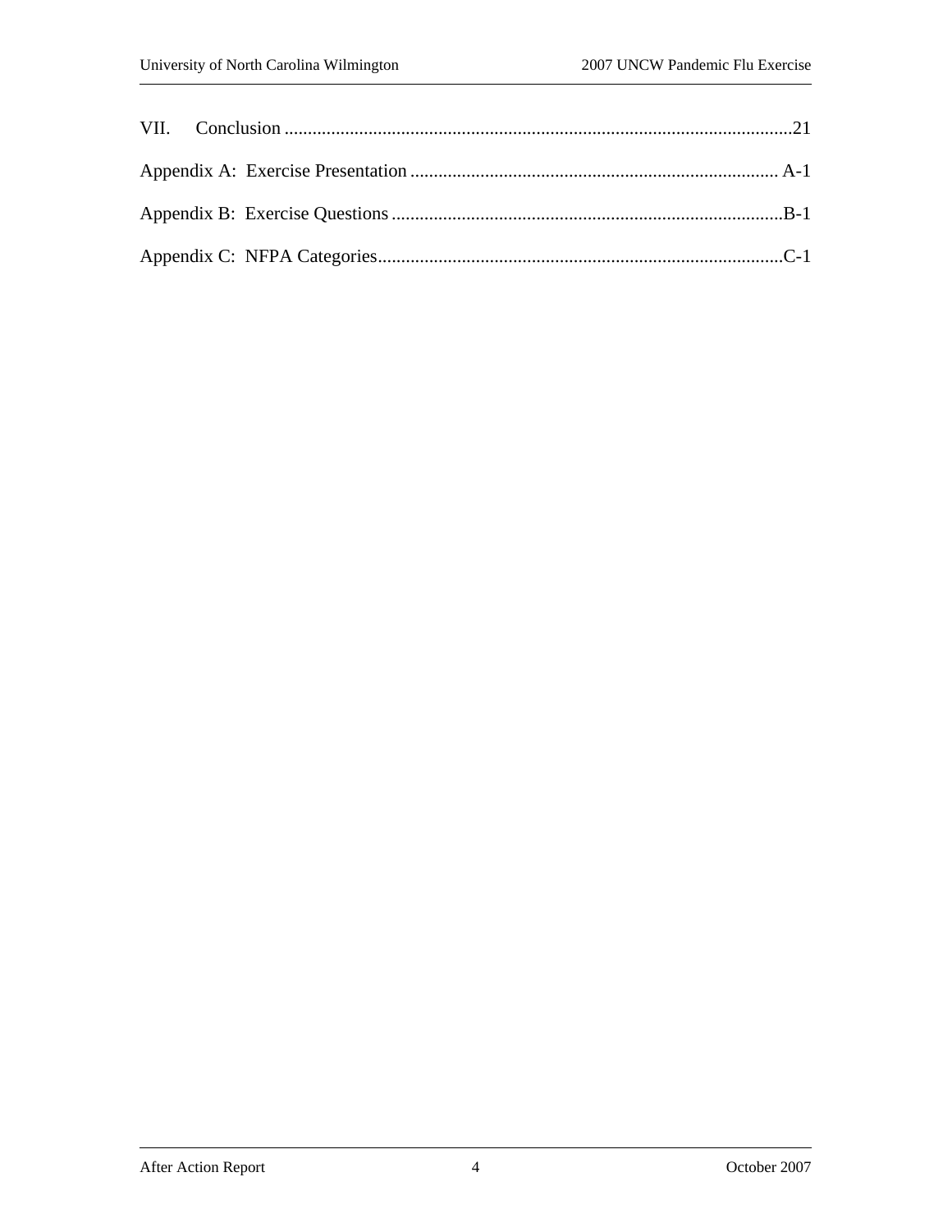VII. Conclusion ............................................................................................................21

Appendix A: Exercise Presentation ............................................................................... A-1

Appendix B: Exercise Questions ....................................................................................B-1

Appendix C: NFPA Categories.......................................................................................C-1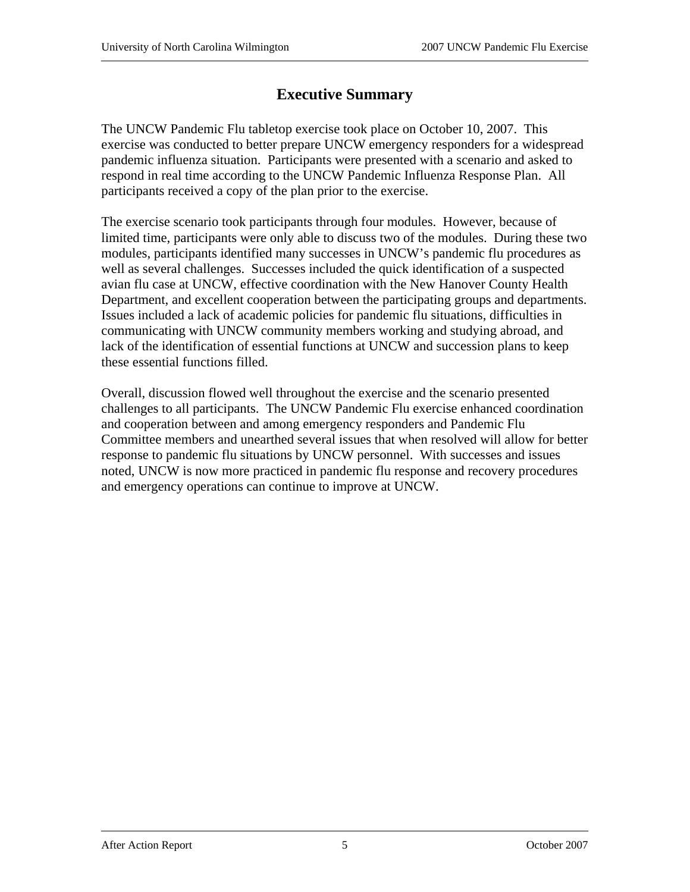# Executive Summary

The UNCW Pandemic Flu tabletop exercise took place on October 10, 2007. This exercise was conducted to better prepare UNCW emergency responders for a widespread pandemic influenza situation. Participants were presented with a scenario and asked to respond in real time according to the UNCW Pandemic Influenza Response Plan. All participants received a copy of the plan prior to the exercise.

The exercise scenario took participants through four modules. However, because of limited time, participants were only able to discuss two of the modules. During these two modules, participants identified many successes in UNCW's pandemic flu procedures as well as several challenges. Successes included the quick identification of a suspected avian flu case at UNCW, effective coordination with the New Hanover County Health Department, and excellent cooperation between the participating groups and departments. Issues included a lack of academic policies for pandemic flu situations, difficulties in communicating with UNCW community members working and studying abroad, and lack of the identification of essential functions at UNCW and succession plans to keep these essential functions filled.

Overall, discussion flowed well throughout the exercise and the scenario presented challenges to all participants. The UNCW Pandemic Flu exercise enhanced coordination and cooperation between and among emergency responders and Pandemic Flu Committee members and unearthed several issues that when resolved will allow for better response to pandemic flu situations by UNCW personnel. With successes and issues noted, UNCW is now more practiced in pandemic flu response and recovery procedures and emergency operations can continue to improve at UNCW.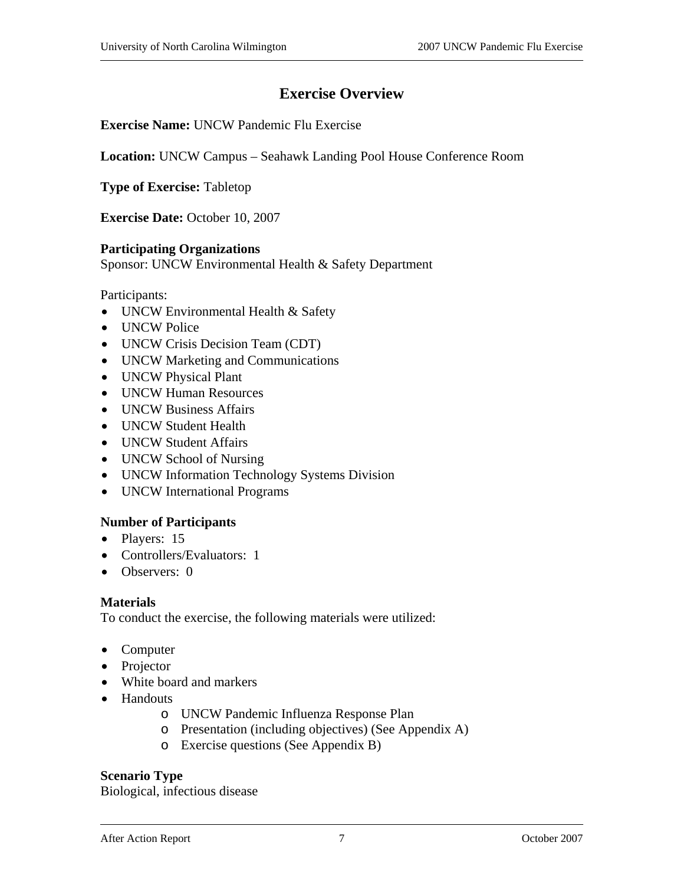# Exercise Overview

**Exercise Name:** UNCW Pandemic Flu Exercise

**Location:** UNCW Campus – Seahawk Landing Pool House Conference Room

**Type of Exercise:** Tabletop

**Exercise Date:** October 10, 2007

**Participating Organizations**
Sponsor: UNCW Environmental Health & Safety Department

Participants:

- UNCW Environmental Health & Safety
- UNCW Police
- UNCW Crisis Decision Team (CDT)
- UNCW Marketing and Communications
- UNCW Physical Plant
- UNCW Human Resources
- UNCW Business Affairs
- UNCW Student Health
- UNCW Student Affairs
- UNCW School of Nursing
- UNCW Information Technology Systems Division
- UNCW International Programs

**Number of Participants**

- Players: 15
- Controllers/Evaluators: 1
- Observers: 0

**Materials**
To conduct the exercise, the following materials were utilized:

- Computer
- Projector
- White board and markers
- Handouts
  - UNCW Pandemic Influenza Response Plan
  - Presentation (including objectives) (See Appendix A)
  - Exercise questions (See Appendix B)

**Scenario Type**
Biological, infectious disease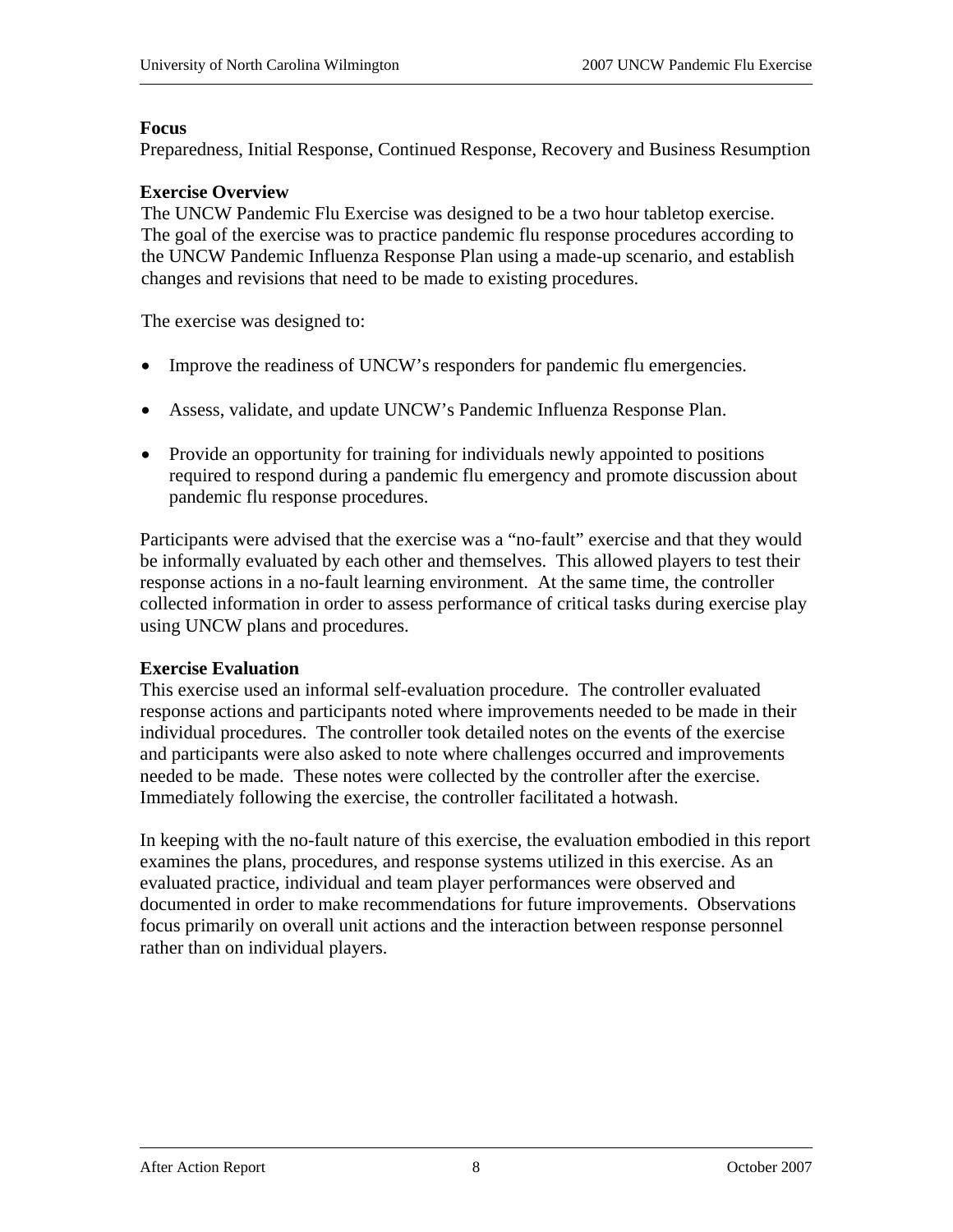**Focus**

Preparedness, Initial Response, Continued Response, Recovery and Business Resumption

**Exercise Overview**

The UNCW Pandemic Flu Exercise was designed to be a two hour tabletop exercise. The goal of the exercise was to practice pandemic flu response procedures according to the UNCW Pandemic Influenza Response Plan using a made-up scenario, and establish changes and revisions that need to be made to existing procedures.

The exercise was designed to:

- Improve the readiness of UNCW's responders for pandemic flu emergencies.
- Assess, validate, and update UNCW's Pandemic Influenza Response Plan.
- Provide an opportunity for training for individuals newly appointed to positions required to respond during a pandemic flu emergency and promote discussion about pandemic flu response procedures.

Participants were advised that the exercise was a "no-fault" exercise and that they would be informally evaluated by each other and themselves. This allowed players to test their response actions in a no-fault learning environment. At the same time, the controller collected information in order to assess performance of critical tasks during exercise play using UNCW plans and procedures.

**Exercise Evaluation**

This exercise used an informal self-evaluation procedure. The controller evaluated response actions and participants noted where improvements needed to be made in their individual procedures. The controller took detailed notes on the events of the exercise and participants were also asked to note where challenges occurred and improvements needed to be made. These notes were collected by the controller after the exercise. Immediately following the exercise, the controller facilitated a hotwash.

In keeping with the no-fault nature of this exercise, the evaluation embodied in this report examines the plans, procedures, and response systems utilized in this exercise. As an evaluated practice, individual and team player performances were observed and documented in order to make recommendations for future improvements. Observations focus primarily on overall unit actions and the interaction between response personnel rather than on individual players.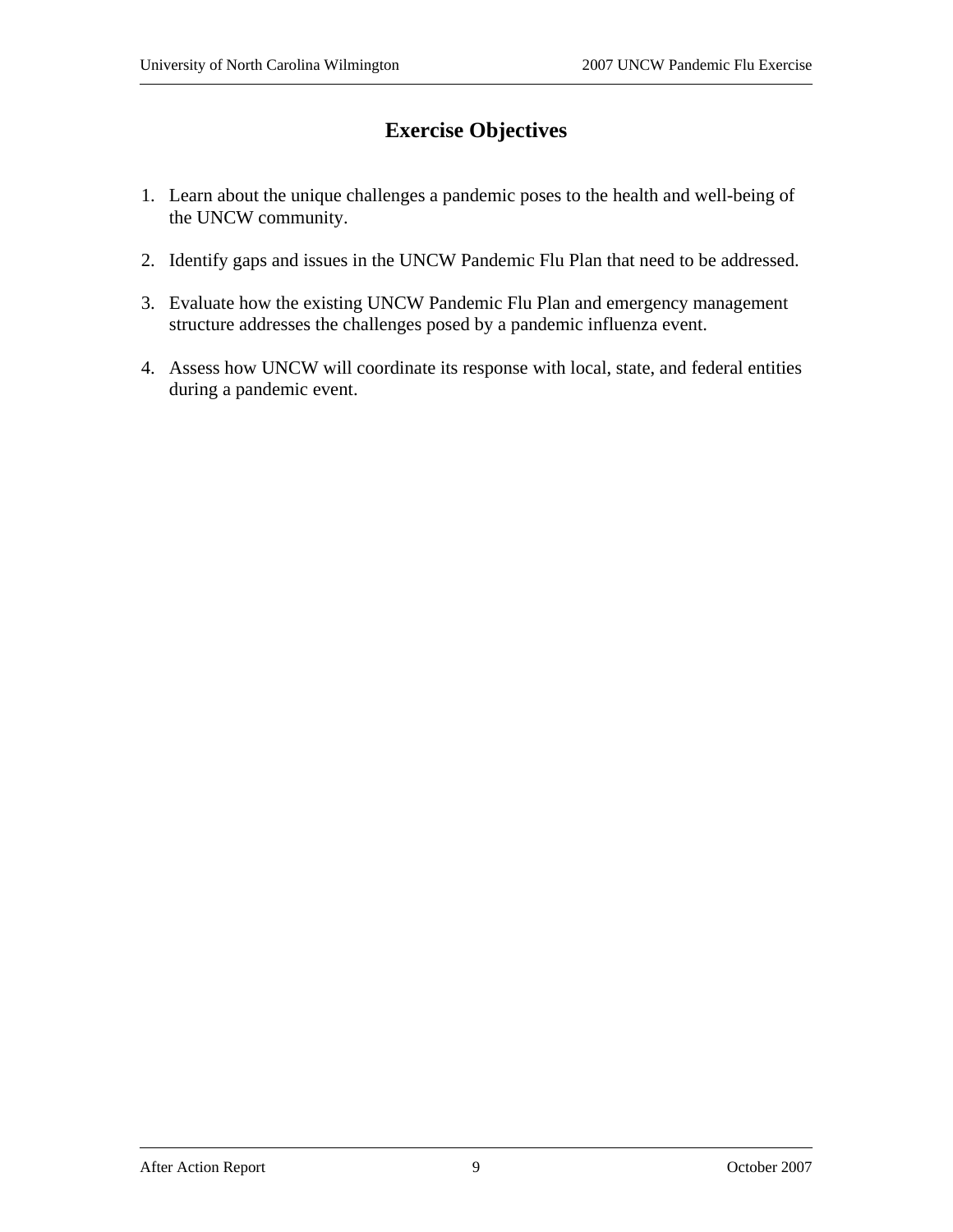# Exercise Objectives

1. Learn about the unique challenges a pandemic poses to the health and well-being of the UNCW community.

2. Identify gaps and issues in the UNCW Pandemic Flu Plan that need to be addressed.

3. Evaluate how the existing UNCW Pandemic Flu Plan and emergency management structure addresses the challenges posed by a pandemic influenza event.

4. Assess how UNCW will coordinate its response with local, state, and federal entities during a pandemic event.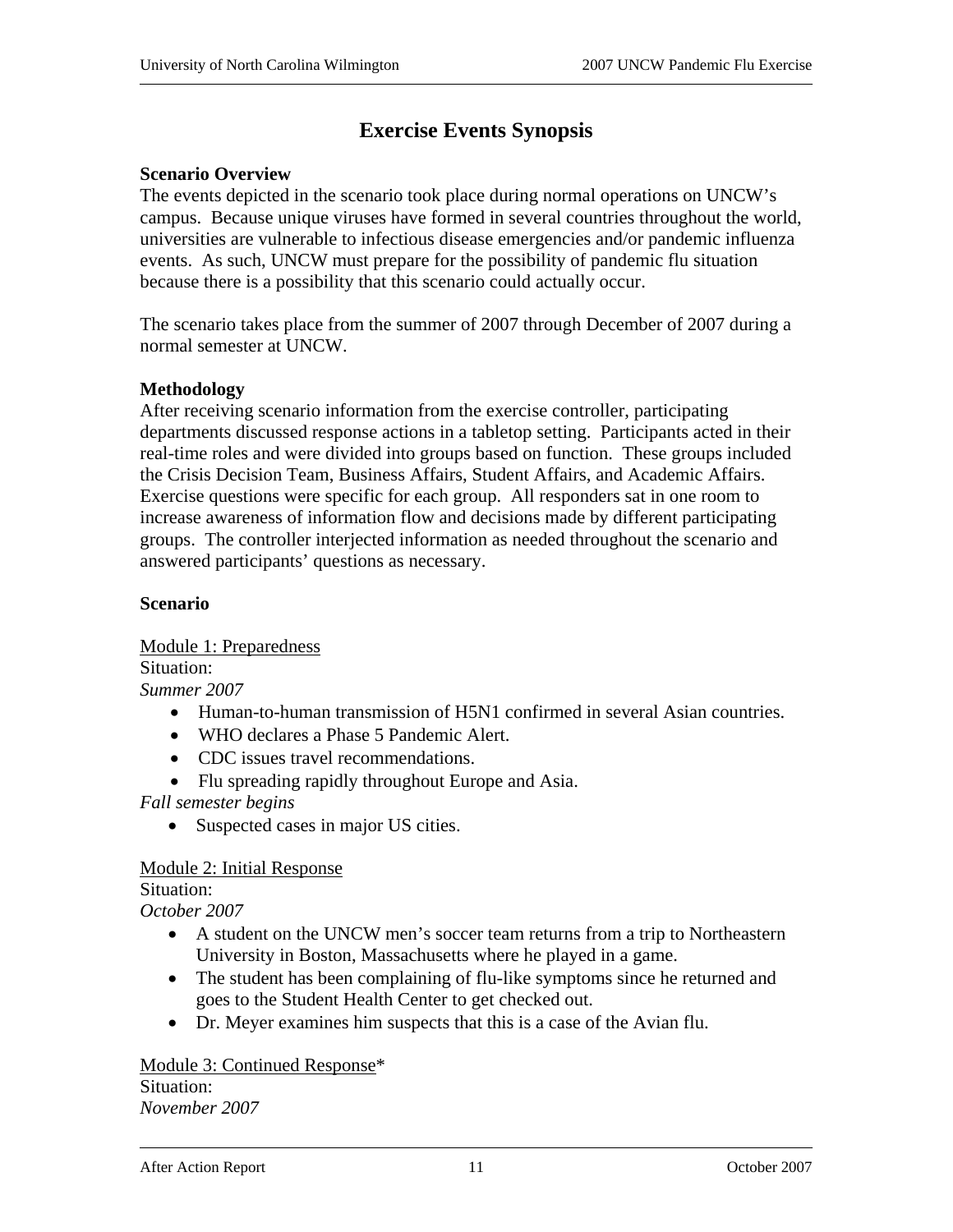# Exercise Events Synopsis

**Scenario Overview**
The events depicted in the scenario took place during normal operations on UNCW's campus. Because unique viruses have formed in several countries throughout the world, universities are vulnerable to infectious disease emergencies and/or pandemic influenza events. As such, UNCW must prepare for the possibility of pandemic flu situation because there is a possibility that this scenario could actually occur.

The scenario takes place from the summer of 2007 through December of 2007 during a normal semester at UNCW.

**Methodology**
After receiving scenario information from the exercise controller, participating departments discussed response actions in a tabletop setting. Participants acted in their real-time roles and were divided into groups based on function. These groups included the Crisis Decision Team, Business Affairs, Student Affairs, and Academic Affairs. Exercise questions were specific for each group. All responders sat in one room to increase awareness of information flow and decisions made by different participating groups. The controller interjected information as needed throughout the scenario and answered participants' questions as necessary.

**Scenario**

<u>Module 1: Preparedness</u>
Situation:
*Summer 2007*

- Human-to-human transmission of H5N1 confirmed in several Asian countries.
- WHO declares a Phase 5 Pandemic Alert.
- CDC issues travel recommendations.
- Flu spreading rapidly throughout Europe and Asia.

*Fall semester begins*

- Suspected cases in major US cities.

<u>Module 2: Initial Response</u>
Situation:
*October 2007*

- A student on the UNCW men's soccer team returns from a trip to Northeastern University in Boston, Massachusetts where he played in a game.
- The student has been complaining of flu-like symptoms since he returned and goes to the Student Health Center to get checked out.
- Dr. Meyer examines him suspects that this is a case of the Avian flu.

<u>Module 3: Continued Response</u>*
Situation:
*November 2007*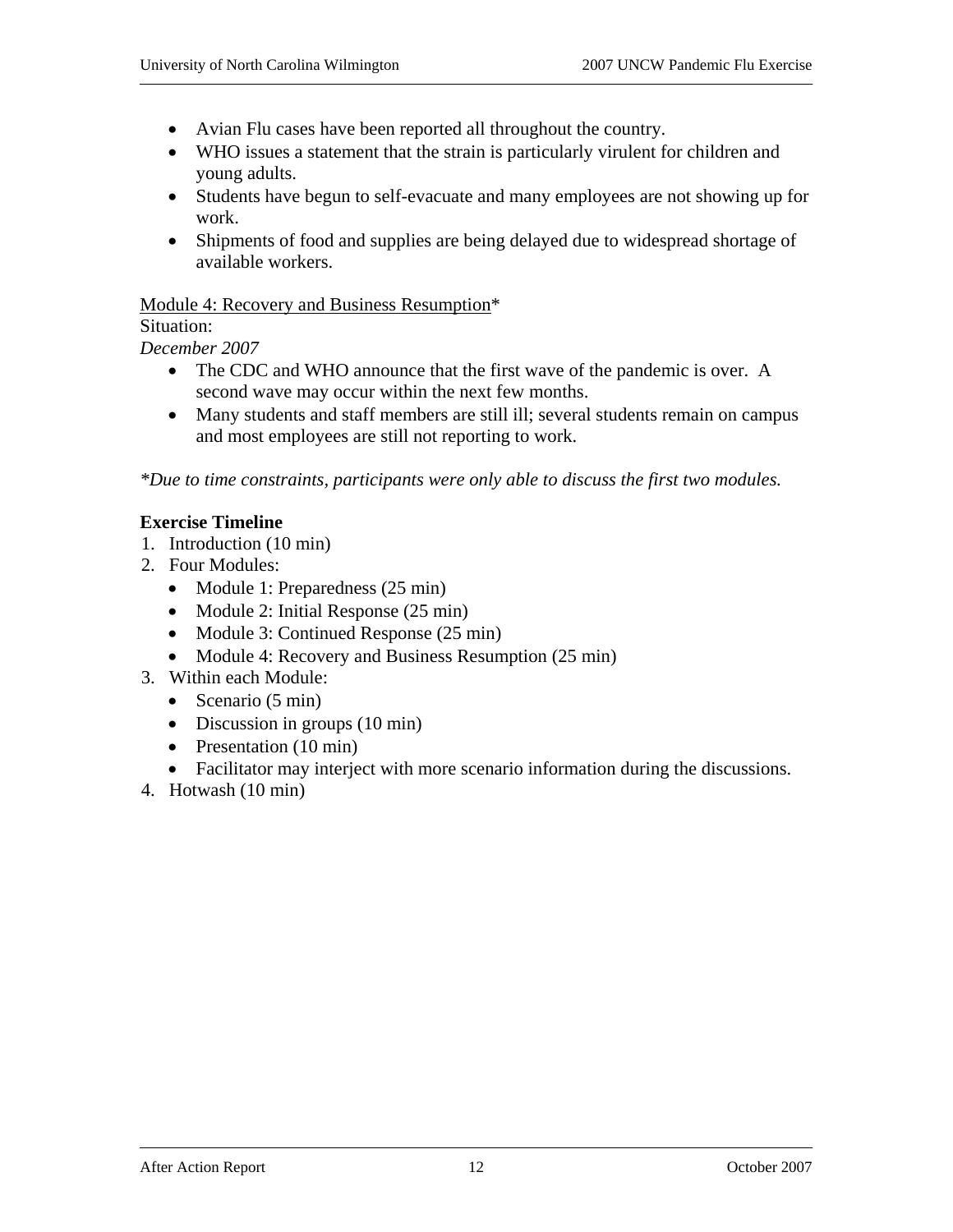- Avian Flu cases have been reported all throughout the country.
- WHO issues a statement that the strain is particularly virulent for children and young adults.
- Students have begun to self-evacuate and many employees are not showing up for work.
- Shipments of food and supplies are being delayed due to widespread shortage of available workers.

Module 4: Recovery and Business Resumption*
Situation:
*December 2007*

- The CDC and WHO announce that the first wave of the pandemic is over. A second wave may occur within the next few months.
- Many students and staff members are still ill; several students remain on campus and most employees are still not reporting to work.

*\*Due to time constraints, participants were only able to discuss the first two modules.*

**Exercise Timeline**

1. Introduction (10 min)
2. Four Modules:
   - Module 1: Preparedness (25 min)
   - Module 2: Initial Response (25 min)
   - Module 3: Continued Response (25 min)
   - Module 4: Recovery and Business Resumption (25 min)
3. Within each Module:
   - Scenario (5 min)
   - Discussion in groups (10 min)
   - Presentation (10 min)
   - Facilitator may interject with more scenario information during the discussions.
4. Hotwash (10 min)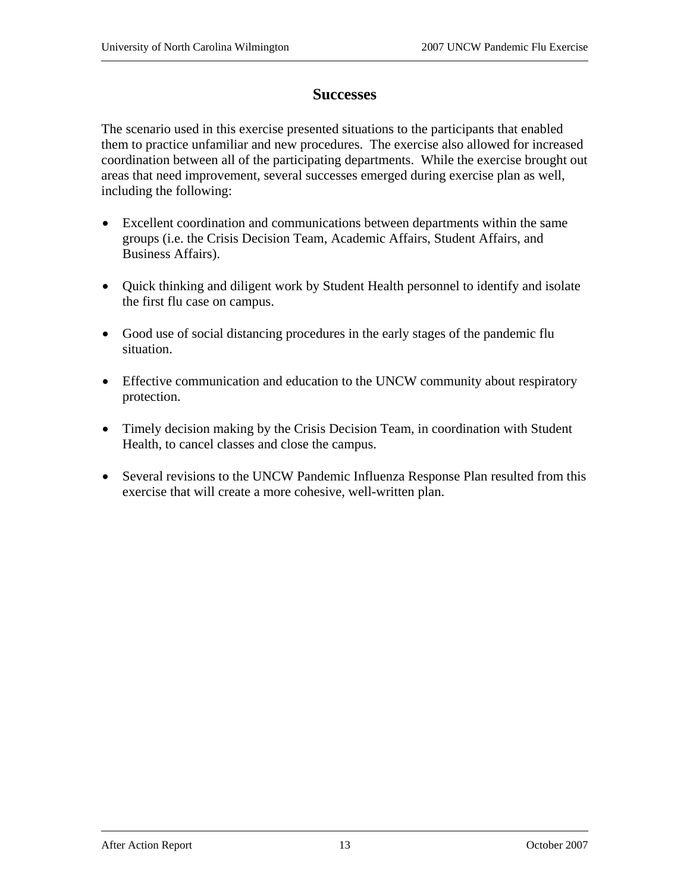## Successes

The scenario used in this exercise presented situations to the participants that enabled them to practice unfamiliar and new procedures. The exercise also allowed for increased coordination between all of the participating departments. While the exercise brought out areas that need improvement, several successes emerged during exercise plan as well, including the following:

- Excellent coordination and communications between departments within the same groups (i.e. the Crisis Decision Team, Academic Affairs, Student Affairs, and Business Affairs).

- Quick thinking and diligent work by Student Health personnel to identify and isolate the first flu case on campus.

- Good use of social distancing procedures in the early stages of the pandemic flu situation.

- Effective communication and education to the UNCW community about respiratory protection.

- Timely decision making by the Crisis Decision Team, in coordination with Student Health, to cancel classes and close the campus.

- Several revisions to the UNCW Pandemic Influenza Response Plan resulted from this exercise that will create a more cohesive, well-written plan.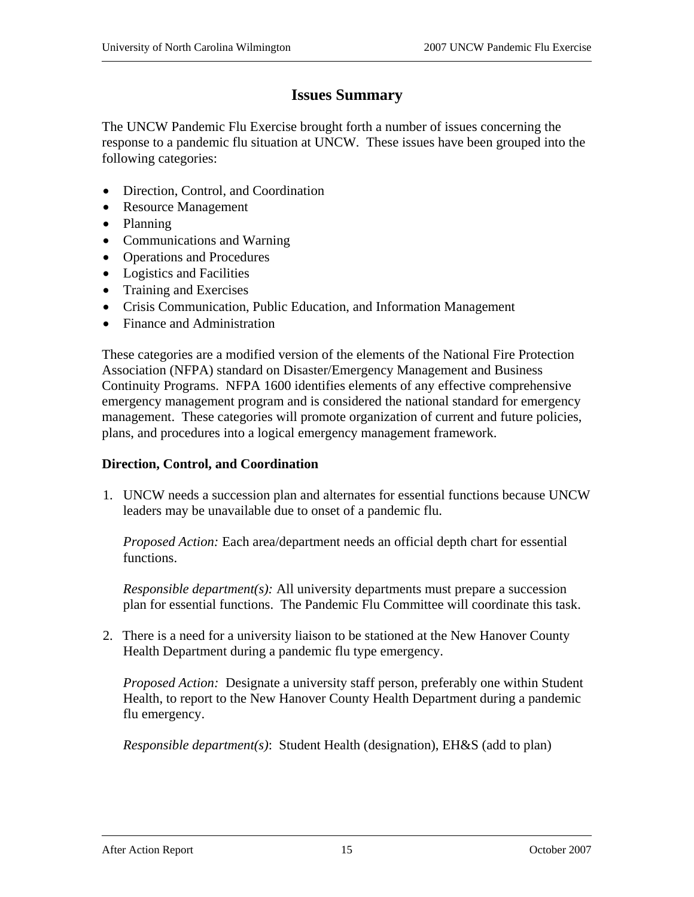# Issues Summary

The UNCW Pandemic Flu Exercise brought forth a number of issues concerning the response to a pandemic flu situation at UNCW. These issues have been grouped into the following categories:

- Direction, Control, and Coordination
- Resource Management
- Planning
- Communications and Warning
- Operations and Procedures
- Logistics and Facilities
- Training and Exercises
- Crisis Communication, Public Education, and Information Management
- Finance and Administration

These categories are a modified version of the elements of the National Fire Protection Association (NFPA) standard on Disaster/Emergency Management and Business Continuity Programs. NFPA 1600 identifies elements of any effective comprehensive emergency management program and is considered the national standard for emergency management. These categories will promote organization of current and future policies, plans, and procedures into a logical emergency management framework.

### Direction, Control, and Coordination

1. UNCW needs a succession plan and alternates for essential functions because UNCW leaders may be unavailable due to onset of a pandemic flu.

   *Proposed Action:* Each area/department needs an official depth chart for essential functions.

   *Responsible department(s):* All university departments must prepare a succession plan for essential functions. The Pandemic Flu Committee will coordinate this task.

2. There is a need for a university liaison to be stationed at the New Hanover County Health Department during a pandemic flu type emergency.

   *Proposed Action:* Designate a university staff person, preferably one within Student Health, to report to the New Hanover County Health Department during a pandemic flu emergency.

   *Responsible department(s)*: Student Health (designation), EH&S (add to plan)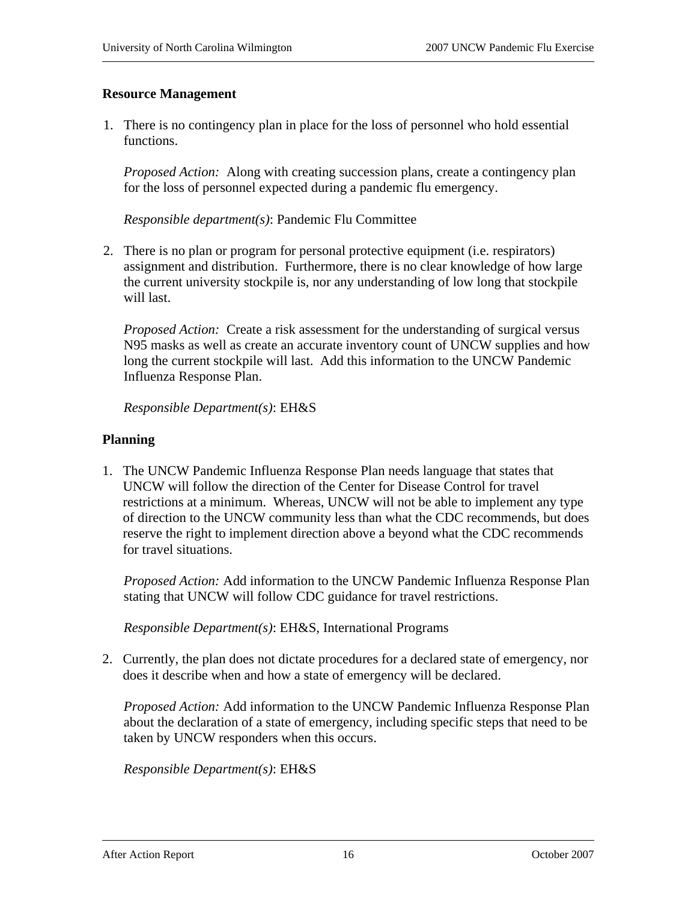**Resource Management**

1. There is no contingency plan in place for the loss of personnel who hold essential functions.

   *Proposed Action:* Along with creating succession plans, create a contingency plan for the loss of personnel expected during a pandemic flu emergency.

   *Responsible department(s)*: Pandemic Flu Committee

2. There is no plan or program for personal protective equipment (i.e. respirators) assignment and distribution. Furthermore, there is no clear knowledge of how large the current university stockpile is, nor any understanding of low long that stockpile will last.

   *Proposed Action:* Create a risk assessment for the understanding of surgical versus N95 masks as well as create an accurate inventory count of UNCW supplies and how long the current stockpile will last. Add this information to the UNCW Pandemic Influenza Response Plan.

   *Responsible Department(s)*: EH&S

**Planning**

1. The UNCW Pandemic Influenza Response Plan needs language that states that UNCW will follow the direction of the Center for Disease Control for travel restrictions at a minimum. Whereas, UNCW will not be able to implement any type of direction to the UNCW community less than what the CDC recommends, but does reserve the right to implement direction above a beyond what the CDC recommends for travel situations.

   *Proposed Action:* Add information to the UNCW Pandemic Influenza Response Plan stating that UNCW will follow CDC guidance for travel restrictions.

   *Responsible Department(s)*: EH&S, International Programs

2. Currently, the plan does not dictate procedures for a declared state of emergency, nor does it describe when and how a state of emergency will be declared.

   *Proposed Action:* Add information to the UNCW Pandemic Influenza Response Plan about the declaration of a state of emergency, including specific steps that need to be taken by UNCW responders when this occurs.

   *Responsible Department(s)*: EH&S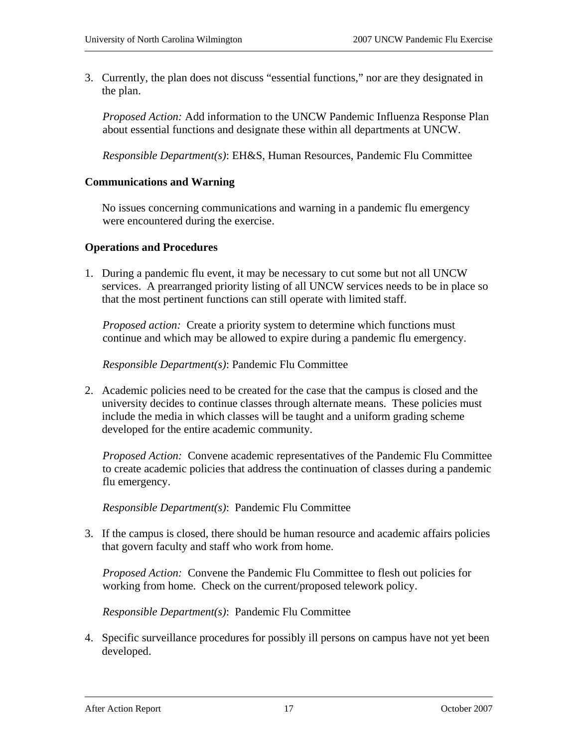3. Currently, the plan does not discuss “essential functions,” nor are they designated in the plan.

   *Proposed Action:* Add information to the UNCW Pandemic Influenza Response Plan about essential functions and designate these within all departments at UNCW.

   *Responsible Department(s)*: EH&S, Human Resources, Pandemic Flu Committee

**Communications and Warning**

No issues concerning communications and warning in a pandemic flu emergency were encountered during the exercise.

**Operations and Procedures**

1. During a pandemic flu event, it may be necessary to cut some but not all UNCW services. A prearranged priority listing of all UNCW services needs to be in place so that the most pertinent functions can still operate with limited staff.

   *Proposed action:* Create a priority system to determine which functions must continue and which may be allowed to expire during a pandemic flu emergency.

   *Responsible Department(s)*: Pandemic Flu Committee

2. Academic policies need to be created for the case that the campus is closed and the university decides to continue classes through alternate means. These policies must include the media in which classes will be taught and a uniform grading scheme developed for the entire academic community.

   *Proposed Action:* Convene academic representatives of the Pandemic Flu Committee to create academic policies that address the continuation of classes during a pandemic flu emergency.

   *Responsible Department(s)*: Pandemic Flu Committee

3. If the campus is closed, there should be human resource and academic affairs policies that govern faculty and staff who work from home.

   *Proposed Action:* Convene the Pandemic Flu Committee to flesh out policies for working from home. Check on the current/proposed telework policy.

   *Responsible Department(s)*: Pandemic Flu Committee

4. Specific surveillance procedures for possibly ill persons on campus have not yet been developed.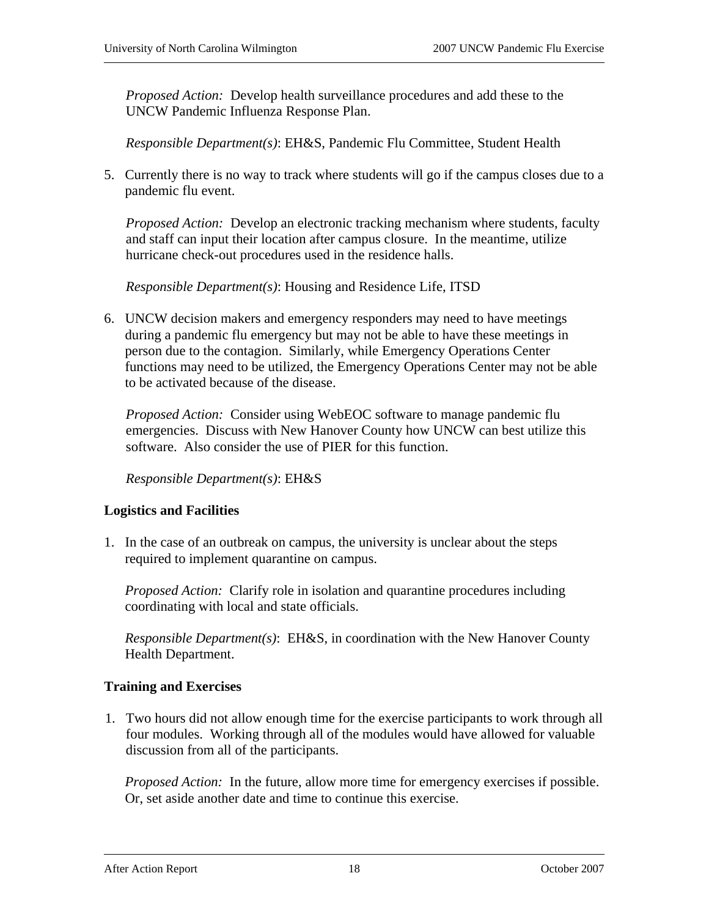*Proposed Action:* Develop health surveillance procedures and add these to the UNCW Pandemic Influenza Response Plan.

*Responsible Department(s)*: EH&S, Pandemic Flu Committee, Student Health

5. Currently there is no way to track where students will go if the campus closes due to a pandemic flu event.

   *Proposed Action:* Develop an electronic tracking mechanism where students, faculty and staff can input their location after campus closure. In the meantime, utilize hurricane check-out procedures used in the residence halls.

   *Responsible Department(s)*: Housing and Residence Life, ITSD

6. UNCW decision makers and emergency responders may need to have meetings during a pandemic flu emergency but may not be able to have these meetings in person due to the contagion. Similarly, while Emergency Operations Center functions may need to be utilized, the Emergency Operations Center may not be able to be activated because of the disease.

   *Proposed Action:* Consider using WebEOC software to manage pandemic flu emergencies. Discuss with New Hanover County how UNCW can best utilize this software. Also consider the use of PIER for this function.

   *Responsible Department(s)*: EH&S

**Logistics and Facilities**

1. In the case of an outbreak on campus, the university is unclear about the steps required to implement quarantine on campus.

   *Proposed Action:* Clarify role in isolation and quarantine procedures including coordinating with local and state officials.

   *Responsible Department(s)*: EH&S, in coordination with the New Hanover County Health Department.

**Training and Exercises**

1. Two hours did not allow enough time for the exercise participants to work through all four modules. Working through all of the modules would have allowed for valuable discussion from all of the participants.

   *Proposed Action:* In the future, allow more time for emergency exercises if possible. Or, set aside another date and time to continue this exercise.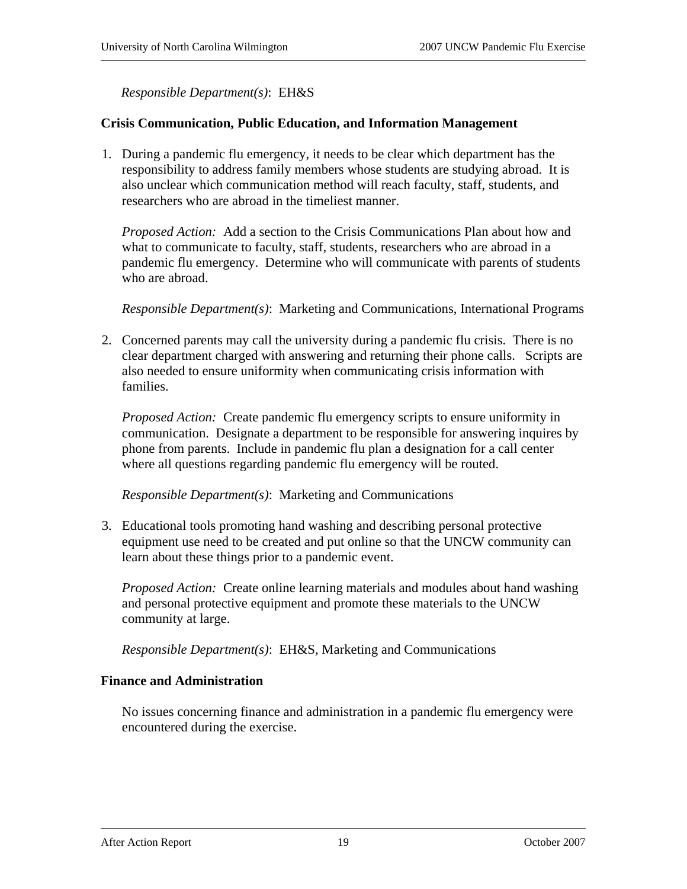*Responsible Department(s)*: EH&S

**Crisis Communication, Public Education, and Information Management**

1. During a pandemic flu emergency, it needs to be clear which department has the responsibility to address family members whose students are studying abroad. It is also unclear which communication method will reach faculty, staff, students, and researchers who are abroad in the timeliest manner.

   *Proposed Action:* Add a section to the Crisis Communications Plan about how and what to communicate to faculty, staff, students, researchers who are abroad in a pandemic flu emergency. Determine who will communicate with parents of students who are abroad.

   *Responsible Department(s)*: Marketing and Communications, International Programs

2. Concerned parents may call the university during a pandemic flu crisis. There is no clear department charged with answering and returning their phone calls. Scripts are also needed to ensure uniformity when communicating crisis information with families.

   *Proposed Action:* Create pandemic flu emergency scripts to ensure uniformity in communication. Designate a department to be responsible for answering inquires by phone from parents. Include in pandemic flu plan a designation for a call center where all questions regarding pandemic flu emergency will be routed.

   *Responsible Department(s)*: Marketing and Communications

3. Educational tools promoting hand washing and describing personal protective equipment use need to be created and put online so that the UNCW community can learn about these things prior to a pandemic event.

   *Proposed Action:* Create online learning materials and modules about hand washing and personal protective equipment and promote these materials to the UNCW community at large.

   *Responsible Department(s)*: EH&S, Marketing and Communications

**Finance and Administration**

No issues concerning finance and administration in a pandemic flu emergency were encountered during the exercise.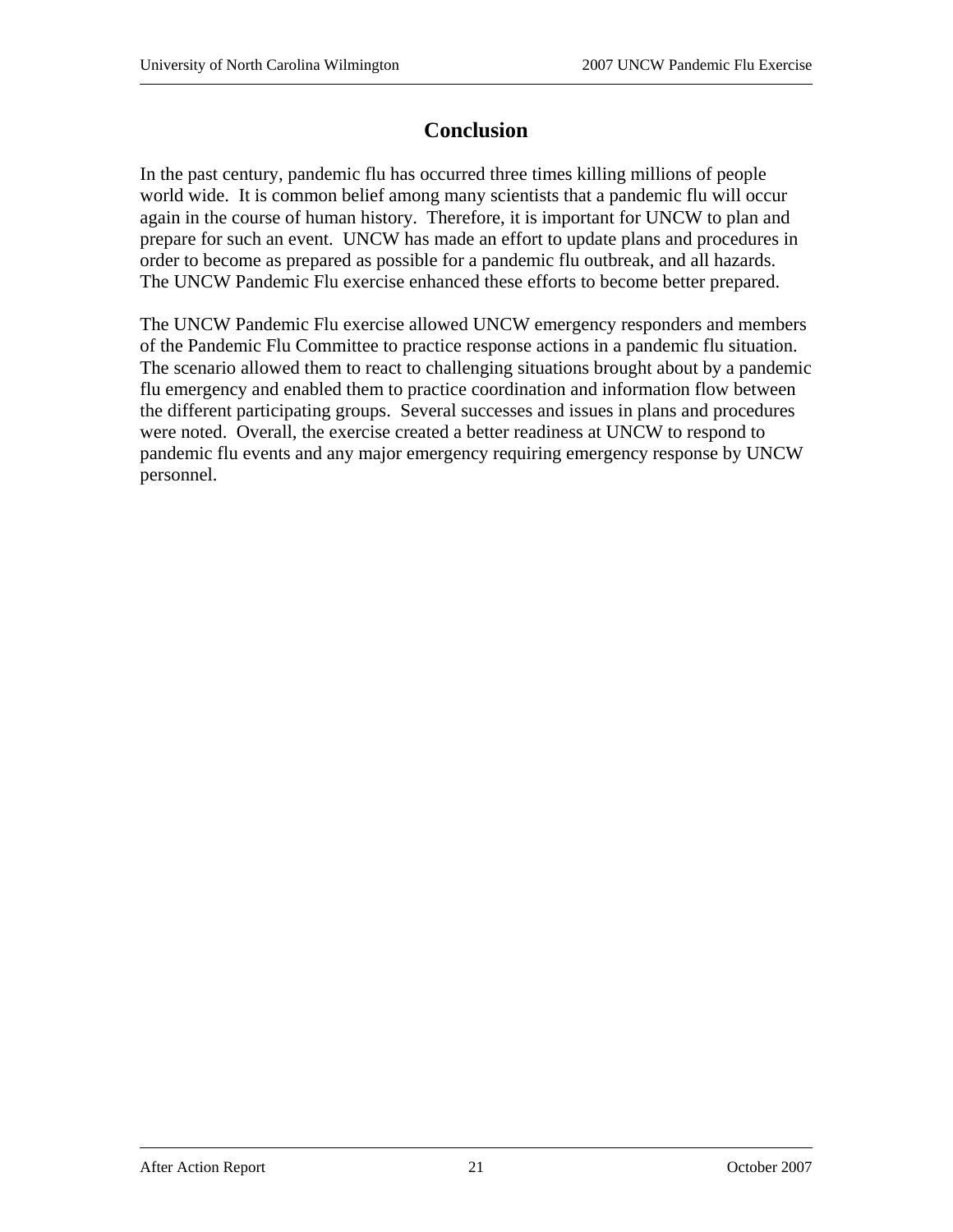# Conclusion

In the past century, pandemic flu has occurred three times killing millions of people world wide. It is common belief among many scientists that a pandemic flu will occur again in the course of human history. Therefore, it is important for UNCW to plan and prepare for such an event. UNCW has made an effort to update plans and procedures in order to become as prepared as possible for a pandemic flu outbreak, and all hazards. The UNCW Pandemic Flu exercise enhanced these efforts to become better prepared.

The UNCW Pandemic Flu exercise allowed UNCW emergency responders and members of the Pandemic Flu Committee to practice response actions in a pandemic flu situation. The scenario allowed them to react to challenging situations brought about by a pandemic flu emergency and enabled them to practice coordination and information flow between the different participating groups. Several successes and issues in plans and procedures were noted. Overall, the exercise created a better readiness at UNCW to respond to pandemic flu events and any major emergency requiring emergency response by UNCW personnel.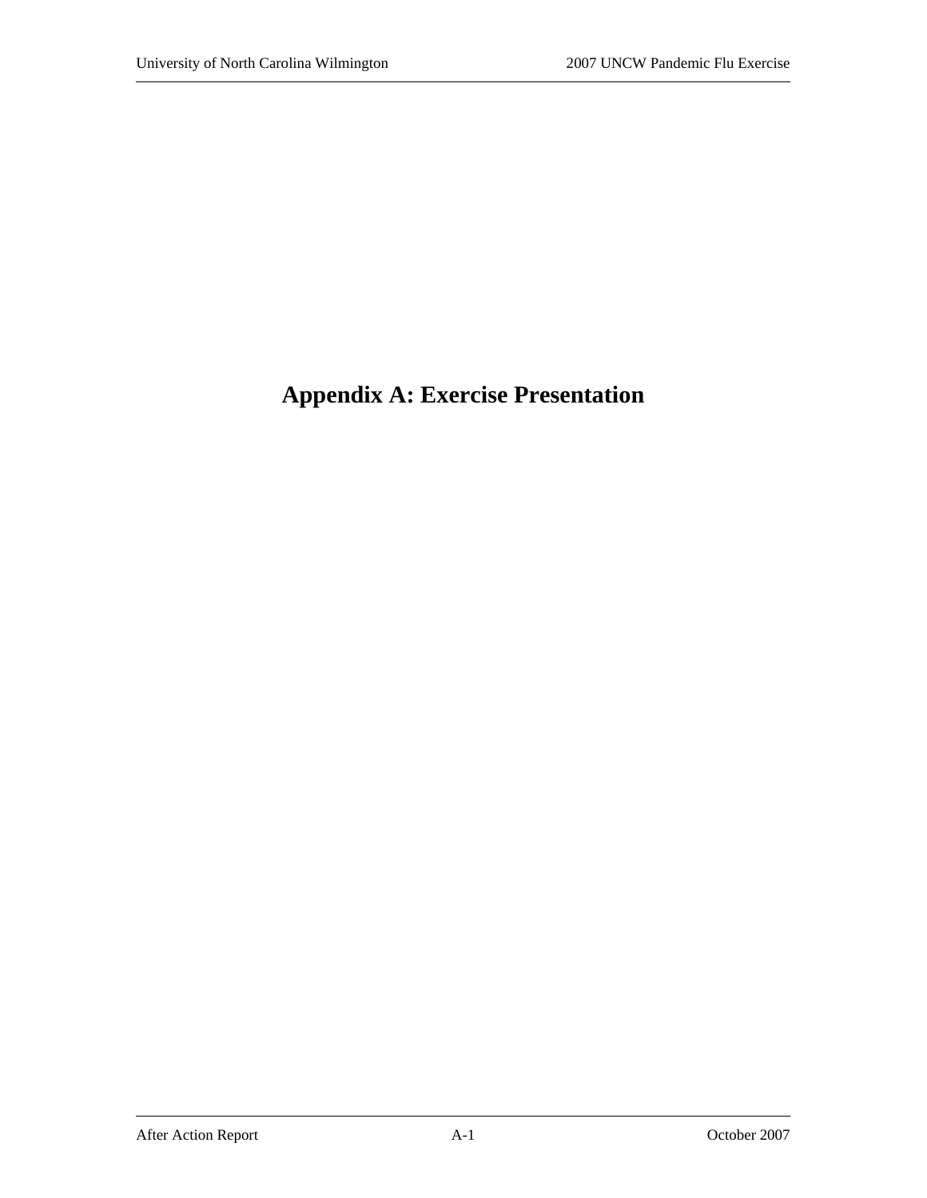# Appendix A: Exercise Presentation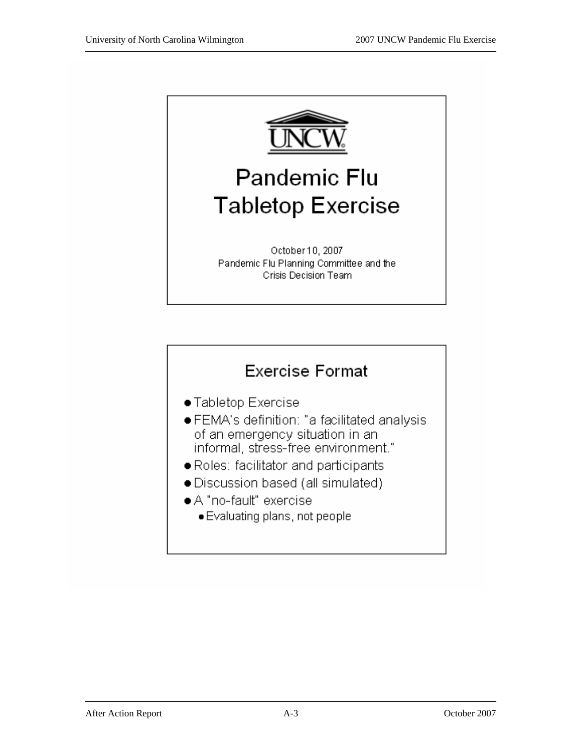UNCW

# Pandemic Flu Tabletop Exercise

October 10, 2007
Pandemic Flu Planning Committee and the Crisis Decision Team

## Exercise Format

- Tabletop Exercise
- FEMA's definition: "a facilitated analysis of an emergency situation in an informal, stress-free environment."
- Roles: facilitator and participants
- Discussion based (all simulated)
- A "no-fault" exercise
  - Evaluating plans, not people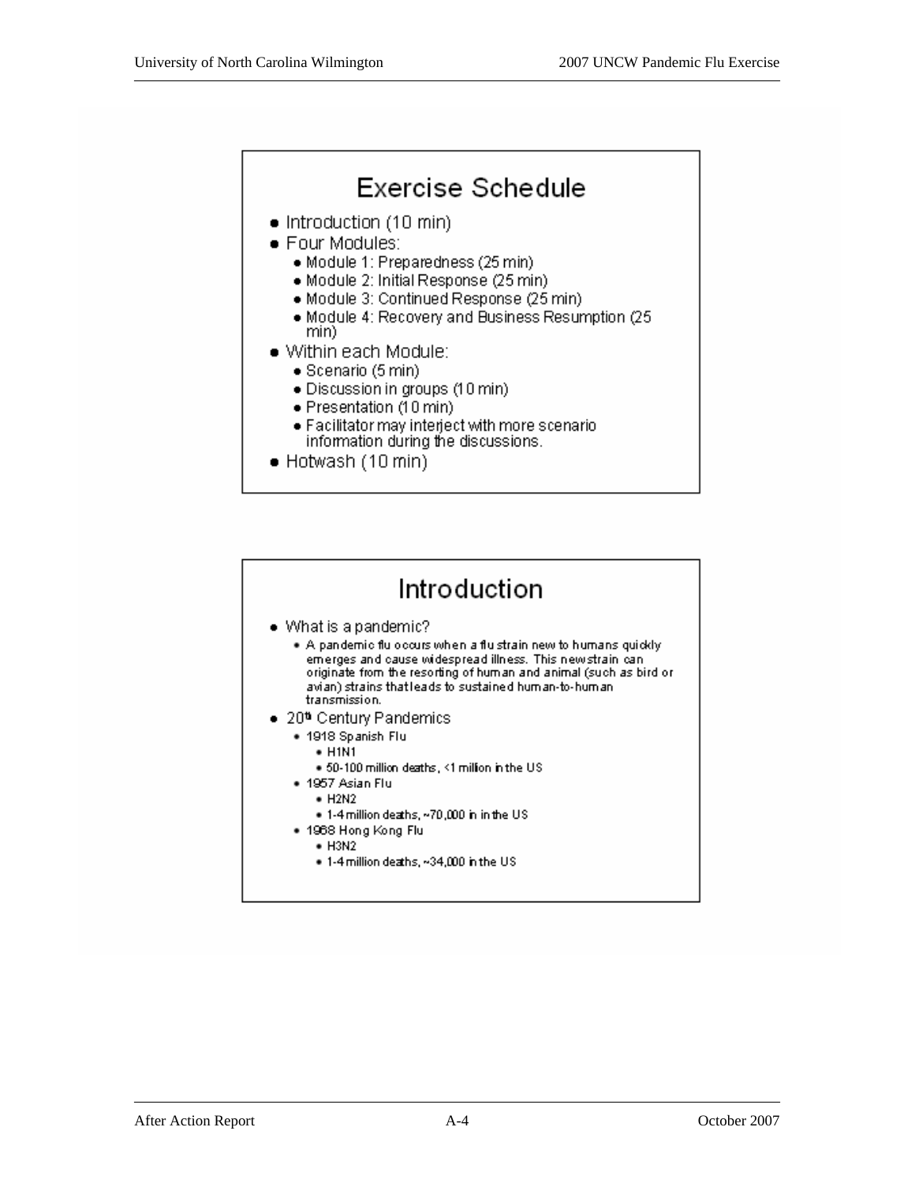## Exercise Schedule

- Introduction (10 min)
- Four Modules:
  - Module 1: Preparedness (25 min)
  - Module 2: Initial Response (25 min)
  - Module 3: Continued Response (25 min)
  - Module 4: Recovery and Business Resumption (25 min)
- Within each Module:
  - Scenario (5 min)
  - Discussion in groups (10 min)
  - Presentation (10 min)
  - Facilitator may interject with more scenario information during the discussions.
- Hotwash (10 min)

## Introduction

- What is a pandemic?
  - A pandemic flu occurs when a flu strain new to humans quickly emerges and cause widespread illness. This new strain can originate from the resorting of human and animal (such as bird or avian) strains that leads to sustained human-to-human transmission.
- 20th Century Pandemics
  - 1918 Spanish Flu
    - H1N1
    - 50-100 million deaths, <1 million in the US
  - 1957 Asian Flu
    - H2N2
    - 1-4 million deaths, ~70,000 in in the US
  - 1968 Hong Kong Flu
    - H3N2
    - 1-4 million deaths, ~34,000 in the US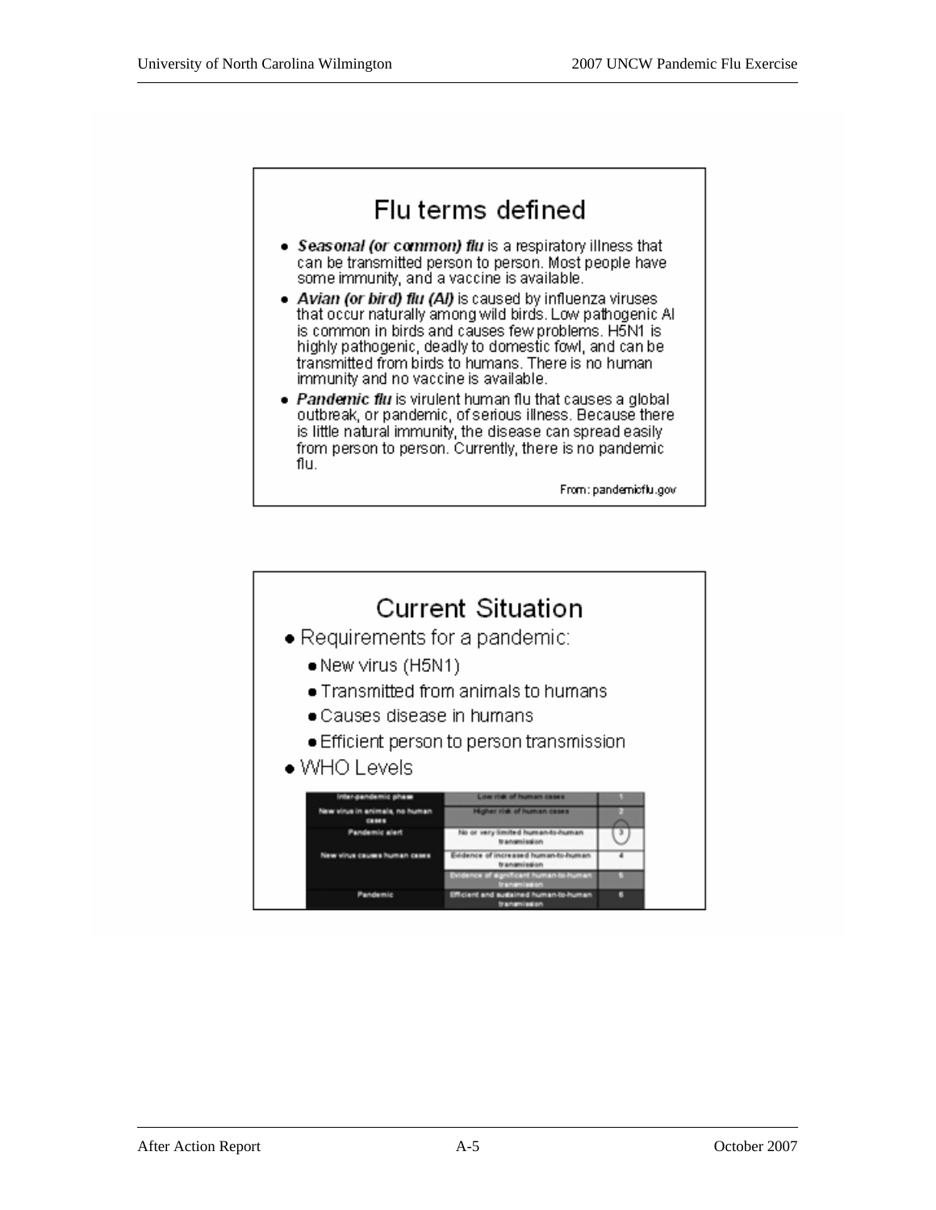## Flu terms defined

- ***Seasonal (or common) flu*** is a respiratory illness that can be transmitted person to person. Most people have some immunity, and a vaccine is available.
- ***Avian (or bird) flu (AI)*** is caused by influenza viruses that occur naturally among wild birds. Low pathogenic AI is common in birds and causes few problems. H5N1 is highly pathogenic, deadly to domestic fowl, and can be transmitted from birds to humans. There is no human immunity and no vaccine is available.
- ***Pandemic flu*** is virulent human flu that causes a global outbreak, or pandemic, of serious illness. Because there is little natural immunity, the disease can spread easily from person to person. Currently, there is no pandemic flu.

From: pandemicflu.gov

## Current Situation

- Requirements for a pandemic:
  - New virus (H5N1)
  - Transmitted from animals to humans
  - Causes disease in humans
  - Efficient person to person transmission
- WHO Levels

| Inter-pandemic phase | Low risk of human cases | 1 |
|---|---|---|
| New virus in animals, no human cases | Higher risk of human cases | 2 |
| Pandemic alert | No or very limited human-to-human transmission | 3 |
| New virus causes human cases | Evidence of increased human-to-human transmission | 4 |
| | Evidence of significant human-to-human transmission | 5 |
| Pandemic | Efficient and sustained human-to-human transmission | 6 |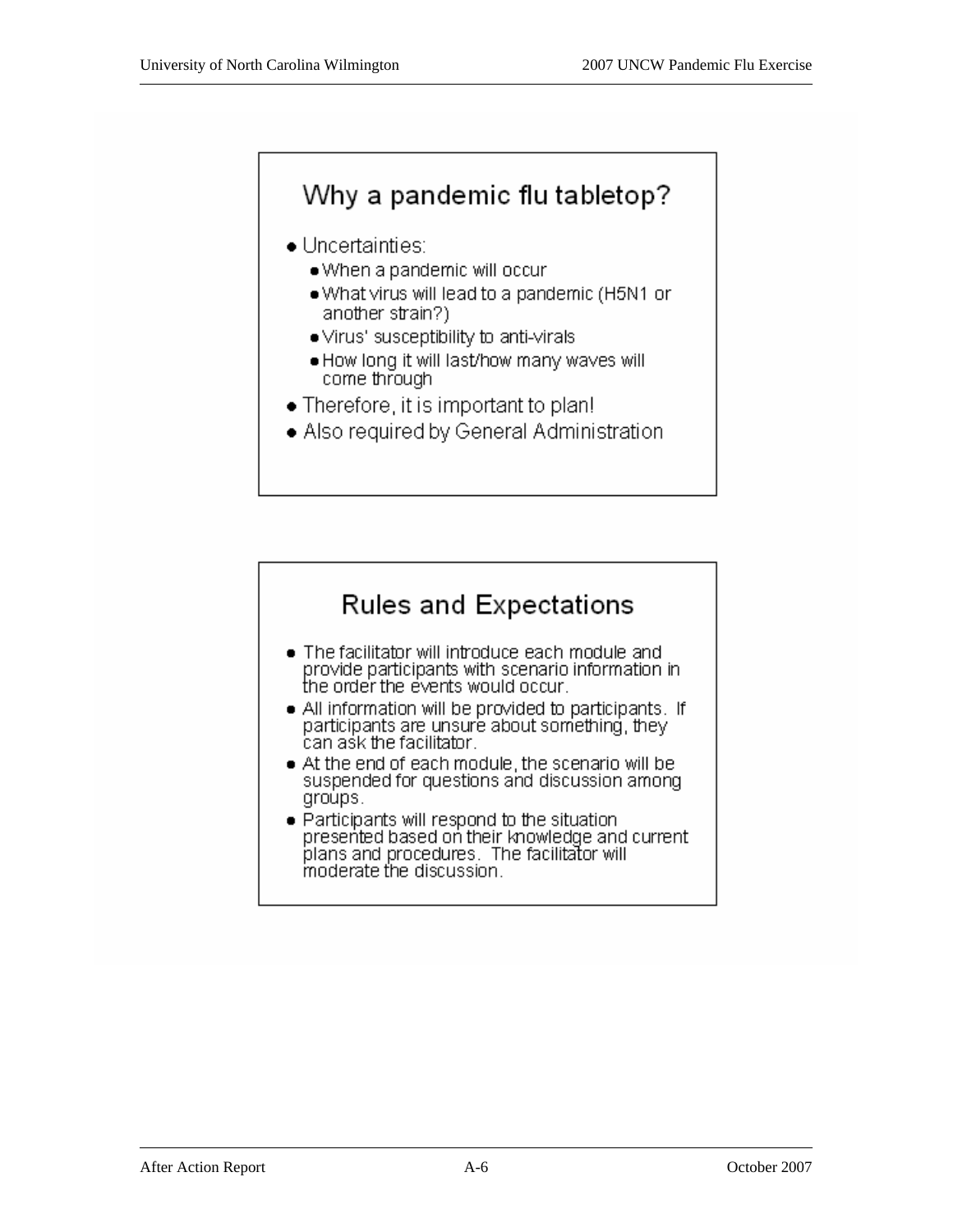## Why a pandemic flu tabletop?

- Uncertainties:
  - When a pandemic will occur
  - What virus will lead to a pandemic (H5N1 or another strain?)
  - Virus' susceptibility to anti-virals
  - How long it will last/how many waves will come through
- Therefore, it is important to plan!
- Also required by General Administration

## Rules and Expectations

- The facilitator will introduce each module and provide participants with scenario information in the order the events would occur.
- All information will be provided to participants. If participants are unsure about something, they can ask the facilitator.
- At the end of each module, the scenario will be suspended for questions and discussion among groups.
- Participants will respond to the situation presented based on their knowledge and current plans and procedures. The facilitator will moderate the discussion.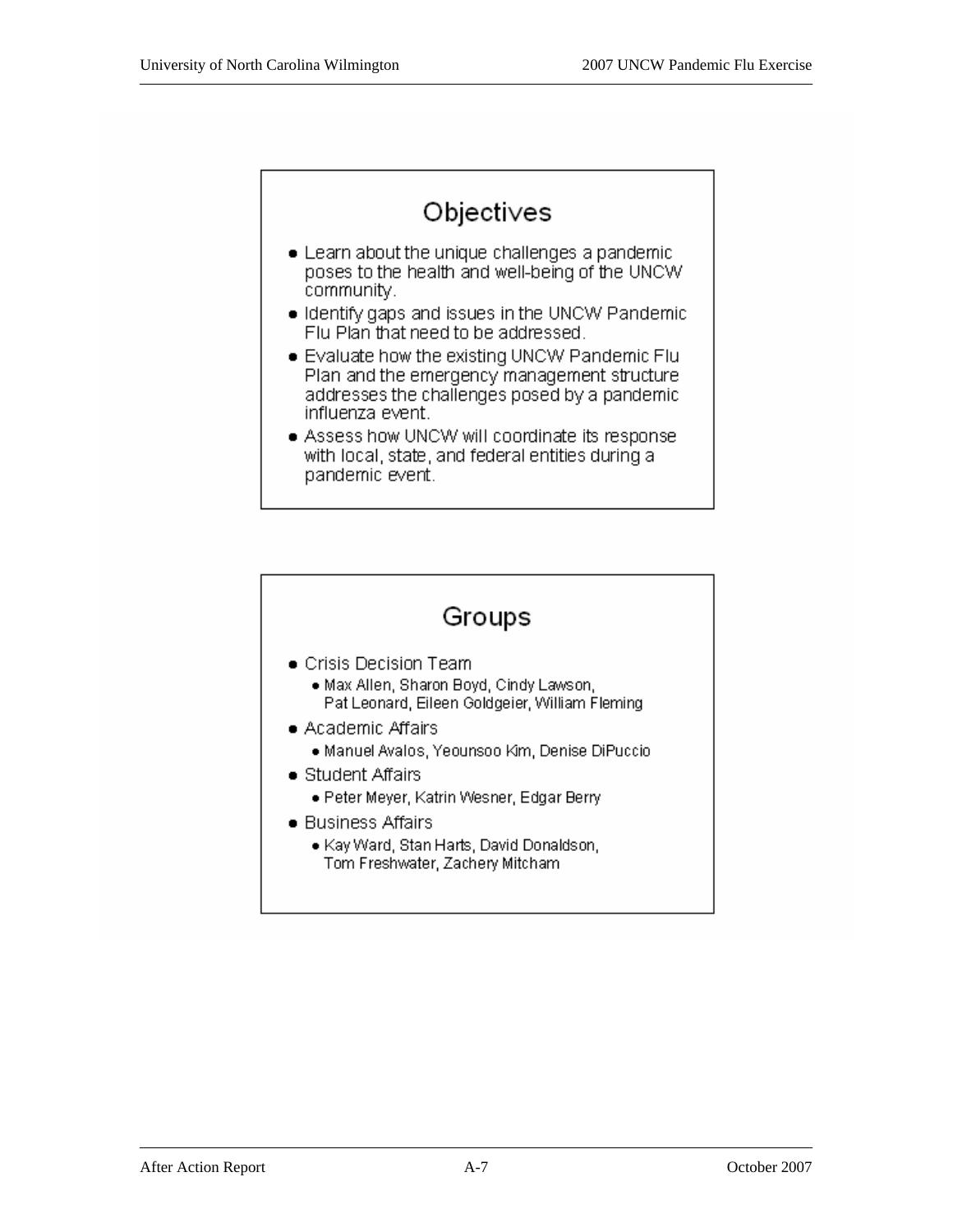## Objectives

- Learn about the unique challenges a pandemic poses to the health and well-being of the UNCW community.
- Identify gaps and issues in the UNCW Pandemic Flu Plan that need to be addressed.
- Evaluate how the existing UNCW Pandemic Flu Plan and the emergency management structure addresses the challenges posed by a pandemic influenza event.
- Assess how UNCW will coordinate its response with local, state, and federal entities during a pandemic event.

## Groups

- Crisis Decision Team
  - Max Allen, Sharon Boyd, Cindy Lawson, Pat Leonard, Eileen Goldgeier, William Fleming
- Academic Affairs
  - Manuel Avalos, Yeounsoo Kim, Denise DiPuccio
- Student Affairs
  - Peter Meyer, Katrin Wesner, Edgar Berry
- Business Affairs
  - Kay Ward, Stan Harts, David Donaldson, Tom Freshwater, Zachery Mitcham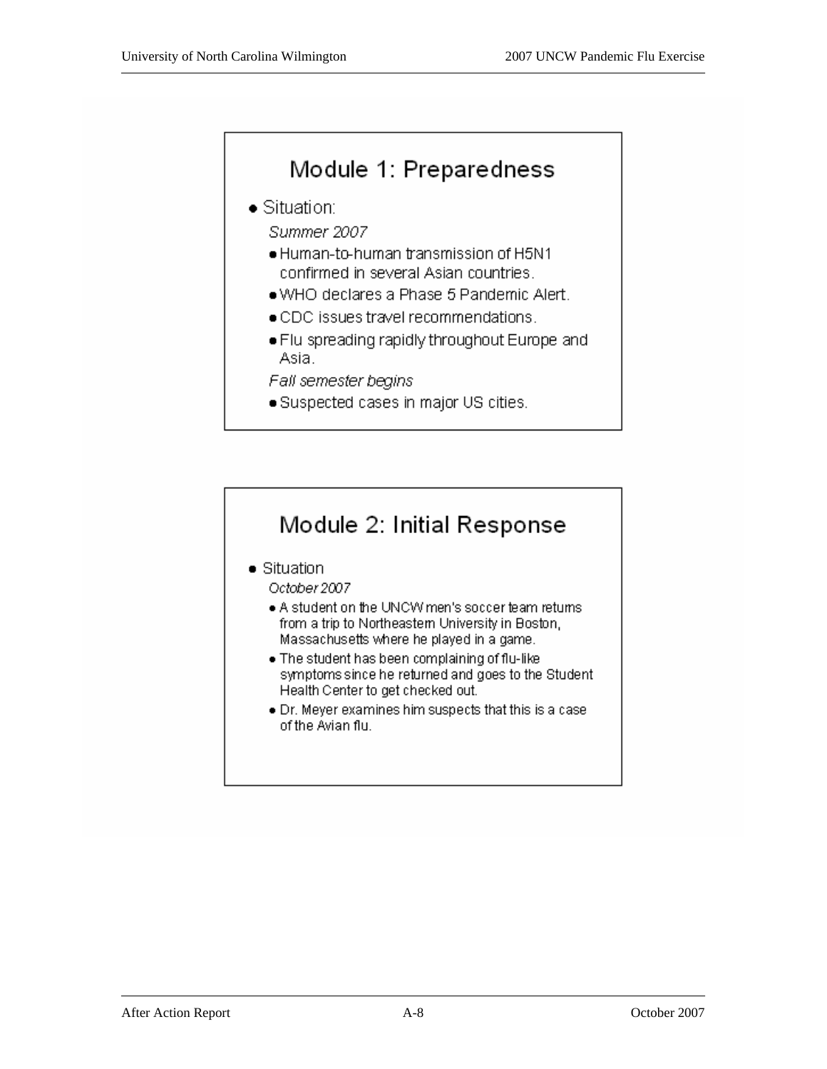## Module 1: Preparedness

- Situation:

  *Summer 2007*

  - Human-to-human transmission of H5N1 confirmed in several Asian countries.
  - WHO declares a Phase 5 Pandemic Alert.
  - CDC issues travel recommendations.
  - Flu spreading rapidly throughout Europe and Asia.

  *Fall semester begins*

  - Suspected cases in major US cities.

## Module 2: Initial Response

- Situation

  *October 2007*

  - A student on the UNCW men's soccer team returns from a trip to Northeastern University in Boston, Massachusetts where he played in a game.
  - The student has been complaining of flu-like symptoms since he returned and goes to the Student Health Center to get checked out.
  - Dr. Meyer examines him suspects that this is a case of the Avian flu.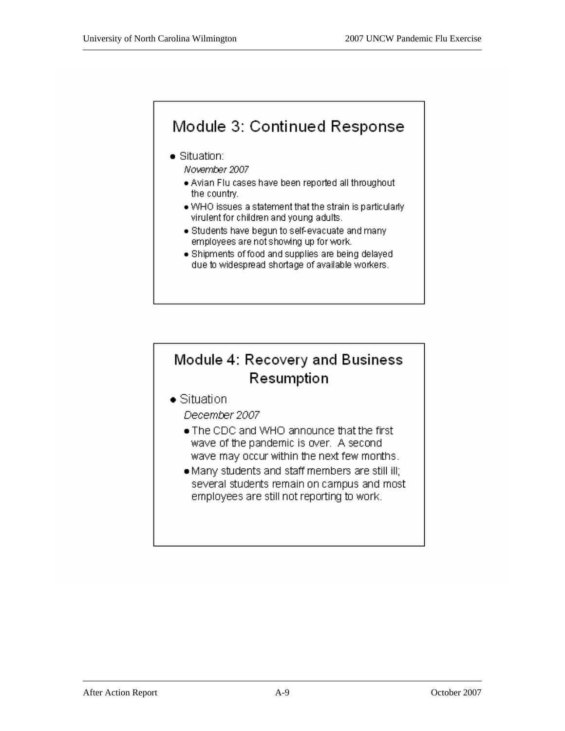## Module 3: Continued Response

- Situation:

  *November 2007*

  - Avian Flu cases have been reported all throughout the country.
  - WHO issues a statement that the strain is particularly virulent for children and young adults.
  - Students have begun to self-evacuate and many employees are not showing up for work.
  - Shipments of food and supplies are being delayed due to widespread shortage of available workers.

## Module 4: Recovery and Business Resumption

- Situation

  *December 2007*

  - The CDC and WHO announce that the first wave of the pandemic is over. A second wave may occur within the next few months.
  - Many students and staff members are still ill; several students remain on campus and most employees are still not reporting to work.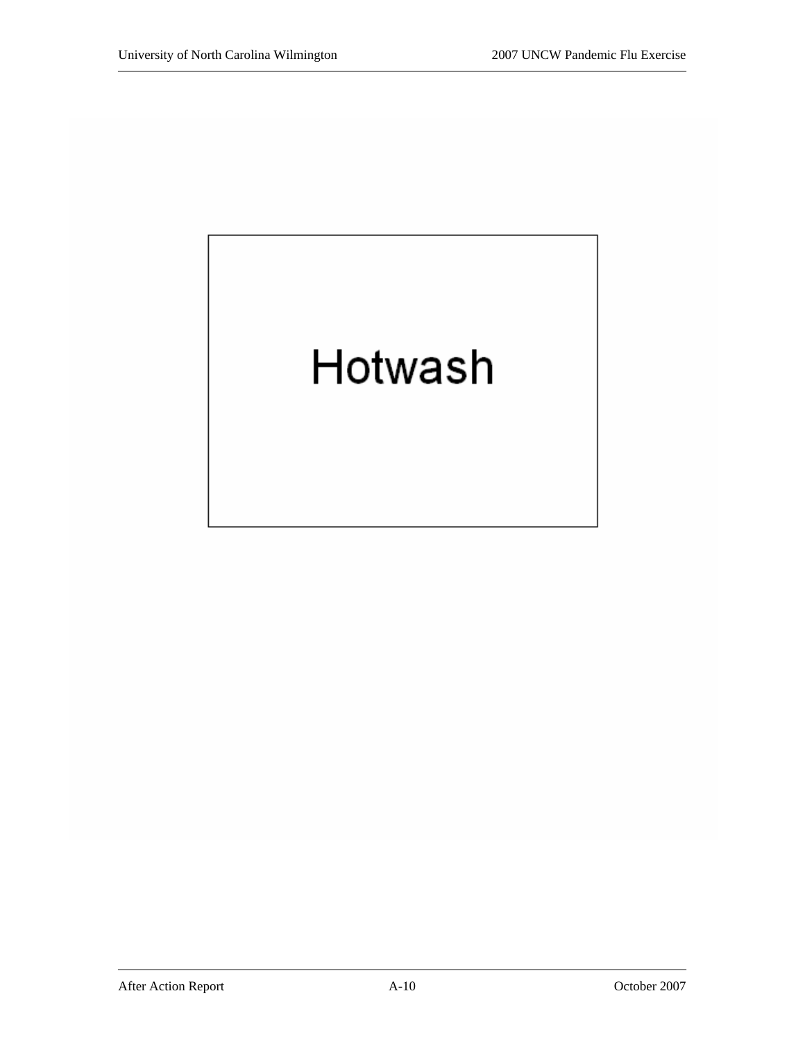Hotwash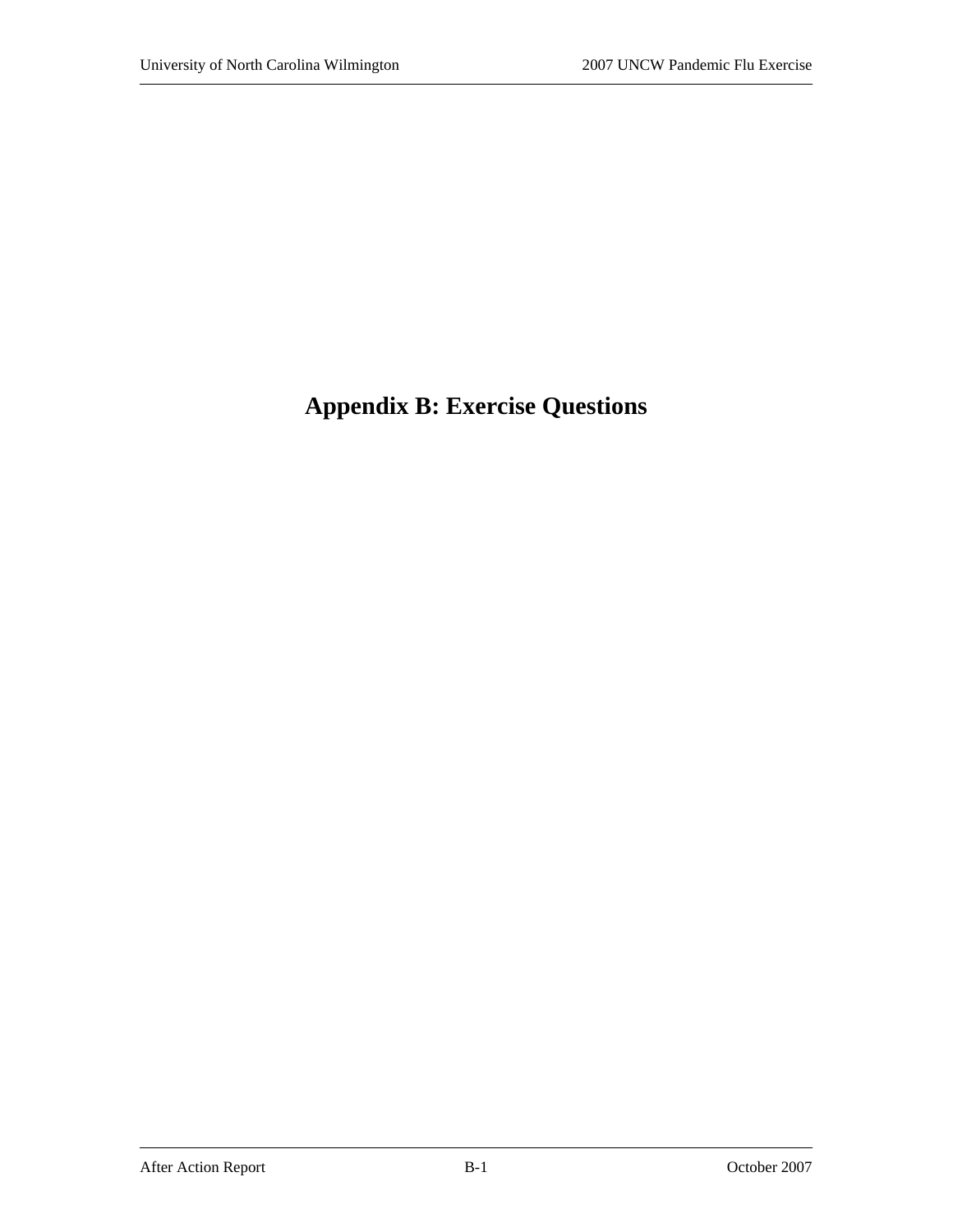# Appendix B: Exercise Questions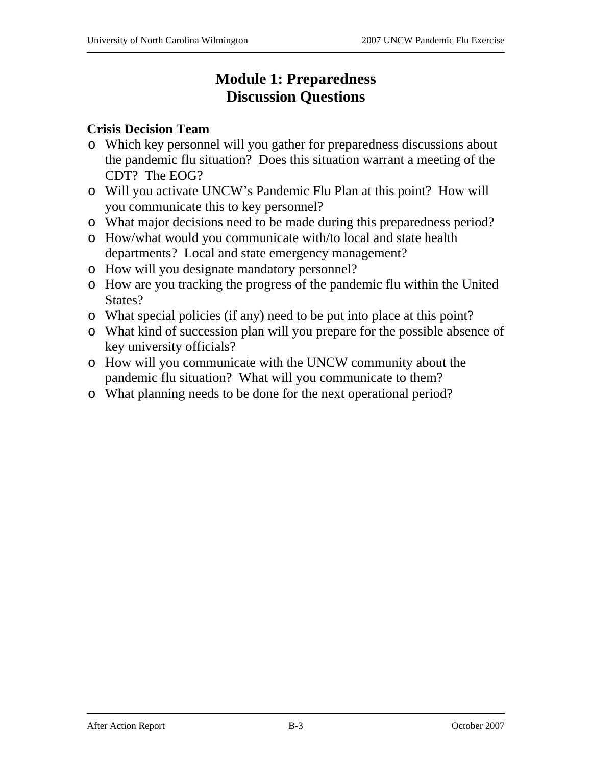# Module 1: Preparedness
# Discussion Questions

### Crisis Decision Team

- Which key personnel will you gather for preparedness discussions about the pandemic flu situation? Does this situation warrant a meeting of the CDT? The EOG?
- Will you activate UNCW's Pandemic Flu Plan at this point? How will you communicate this to key personnel?
- What major decisions need to be made during this preparedness period?
- How/what would you communicate with/to local and state health departments? Local and state emergency management?
- How will you designate mandatory personnel?
- How are you tracking the progress of the pandemic flu within the United States?
- What special policies (if any) need to be put into place at this point?
- What kind of succession plan will you prepare for the possible absence of key university officials?
- How will you communicate with the UNCW community about the pandemic flu situation? What will you communicate to them?
- What planning needs to be done for the next operational period?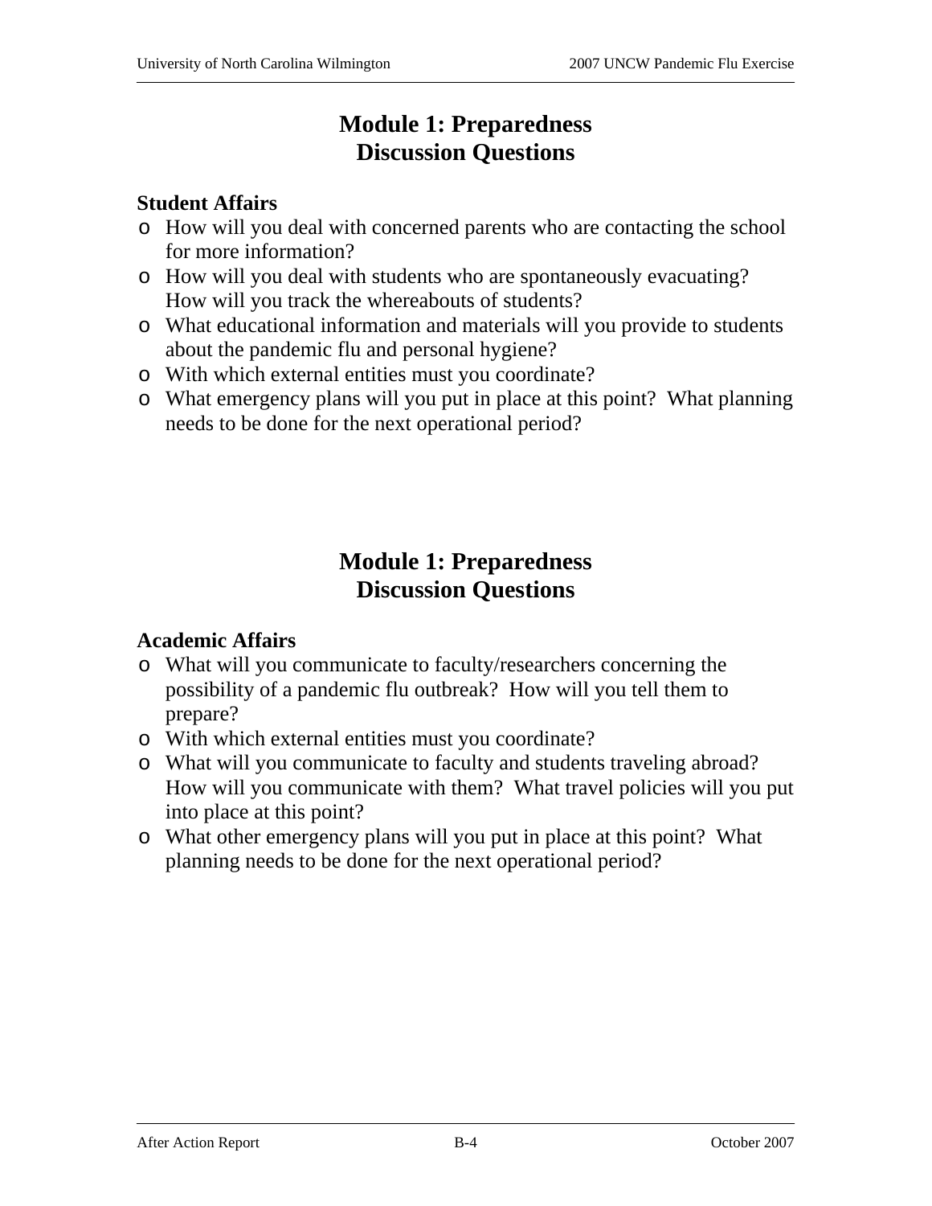# Module 1: Preparedness
# Discussion Questions

### Student Affairs

- How will you deal with concerned parents who are contacting the school for more information?
- How will you deal with students who are spontaneously evacuating? How will you track the whereabouts of students?
- What educational information and materials will you provide to students about the pandemic flu and personal hygiene?
- With which external entities must you coordinate?
- What emergency plans will you put in place at this point? What planning needs to be done for the next operational period?

# Module 1: Preparedness
# Discussion Questions

### Academic Affairs

- What will you communicate to faculty/researchers concerning the possibility of a pandemic flu outbreak? How will you tell them to prepare?
- With which external entities must you coordinate?
- What will you communicate to faculty and students traveling abroad? How will you communicate with them? What travel policies will you put into place at this point?
- What other emergency plans will you put in place at this point? What planning needs to be done for the next operational period?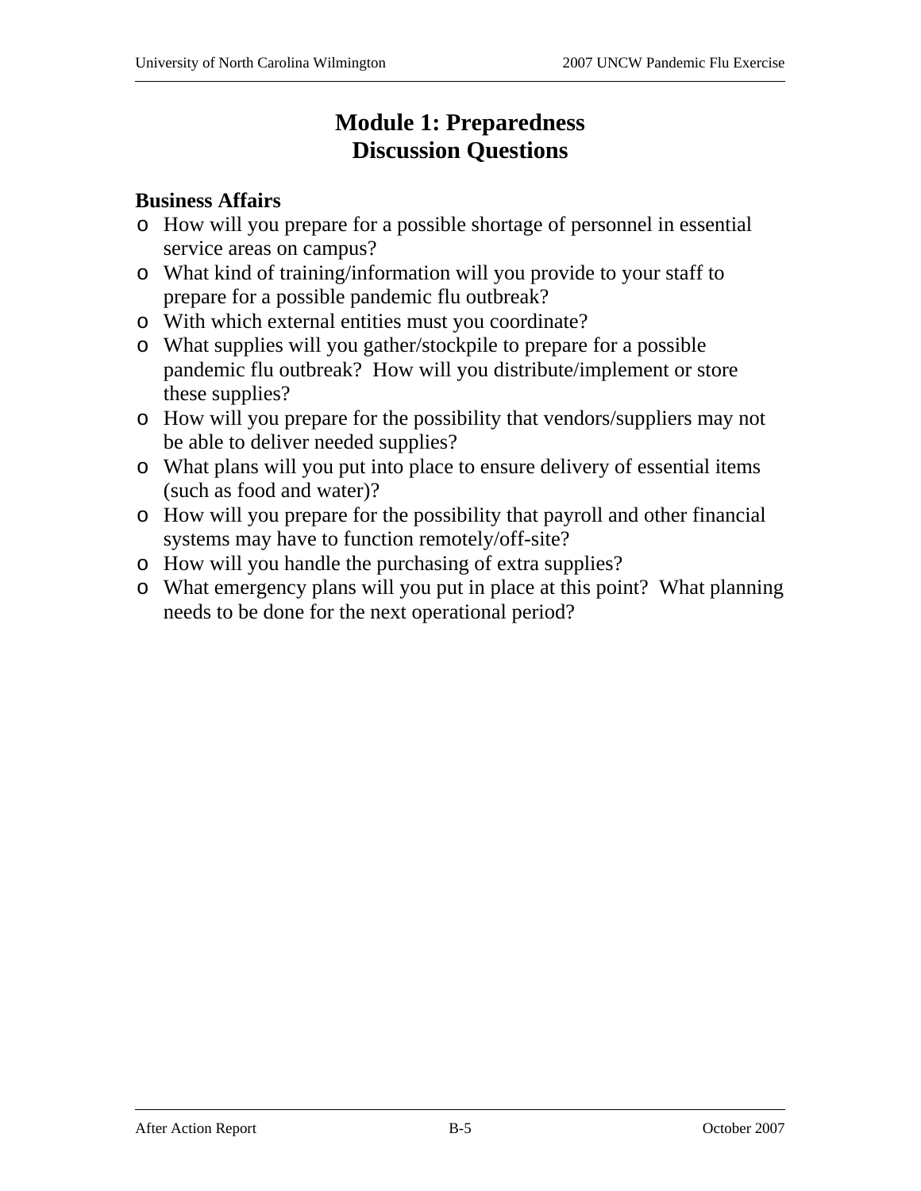# Module 1: Preparedness
# Discussion Questions

## Business Affairs

- How will you prepare for a possible shortage of personnel in essential service areas on campus?
- What kind of training/information will you provide to your staff to prepare for a possible pandemic flu outbreak?
- With which external entities must you coordinate?
- What supplies will you gather/stockpile to prepare for a possible pandemic flu outbreak? How will you distribute/implement or store these supplies?
- How will you prepare for the possibility that vendors/suppliers may not be able to deliver needed supplies?
- What plans will you put into place to ensure delivery of essential items (such as food and water)?
- How will you prepare for the possibility that payroll and other financial systems may have to function remotely/off-site?
- How will you handle the purchasing of extra supplies?
- What emergency plans will you put in place at this point? What planning needs to be done for the next operational period?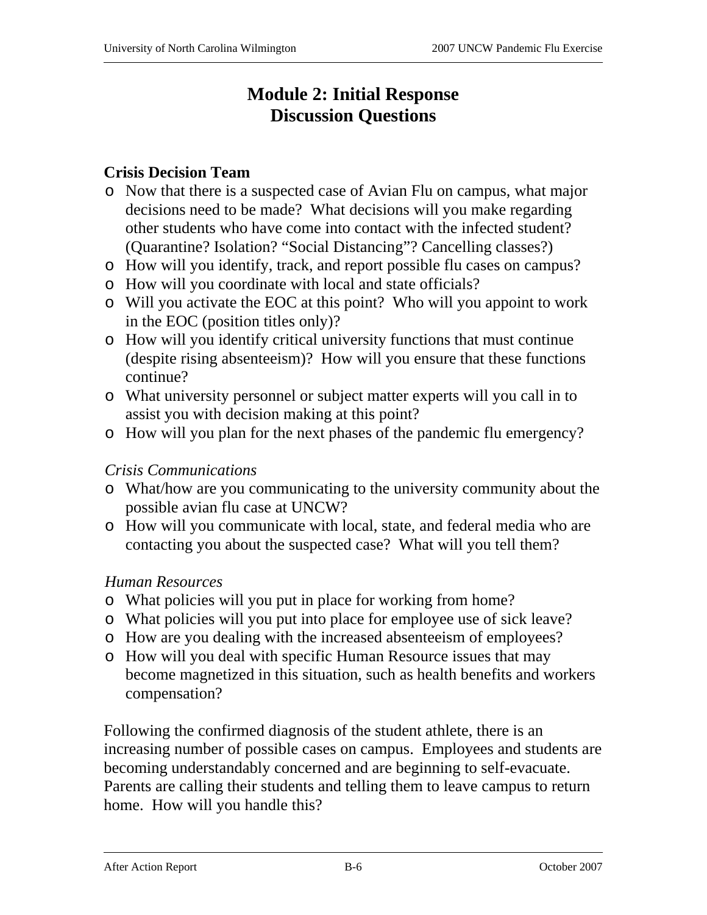# Module 2: Initial Response
# Discussion Questions

## Crisis Decision Team

- Now that there is a suspected case of Avian Flu on campus, what major decisions need to be made? What decisions will you make regarding other students who have come into contact with the infected student? (Quarantine? Isolation? "Social Distancing"? Cancelling classes?)
- How will you identify, track, and report possible flu cases on campus?
- How will you coordinate with local and state officials?
- Will you activate the EOC at this point? Who will you appoint to work in the EOC (position titles only)?
- How will you identify critical university functions that must continue (despite rising absenteeism)? How will you ensure that these functions continue?
- What university personnel or subject matter experts will you call in to assist you with decision making at this point?
- How will you plan for the next phases of the pandemic flu emergency?

*Crisis Communications*

- What/how are you communicating to the university community about the possible avian flu case at UNCW?
- How will you communicate with local, state, and federal media who are contacting you about the suspected case? What will you tell them?

*Human Resources*

- What policies will you put in place for working from home?
- What policies will you put into place for employee use of sick leave?
- How are you dealing with the increased absenteeism of employees?
- How will you deal with specific Human Resource issues that may become magnetized in this situation, such as health benefits and workers compensation?

Following the confirmed diagnosis of the student athlete, there is an increasing number of possible cases on campus. Employees and students are becoming understandably concerned and are beginning to self-evacuate. Parents are calling their students and telling them to leave campus to return home. How will you handle this?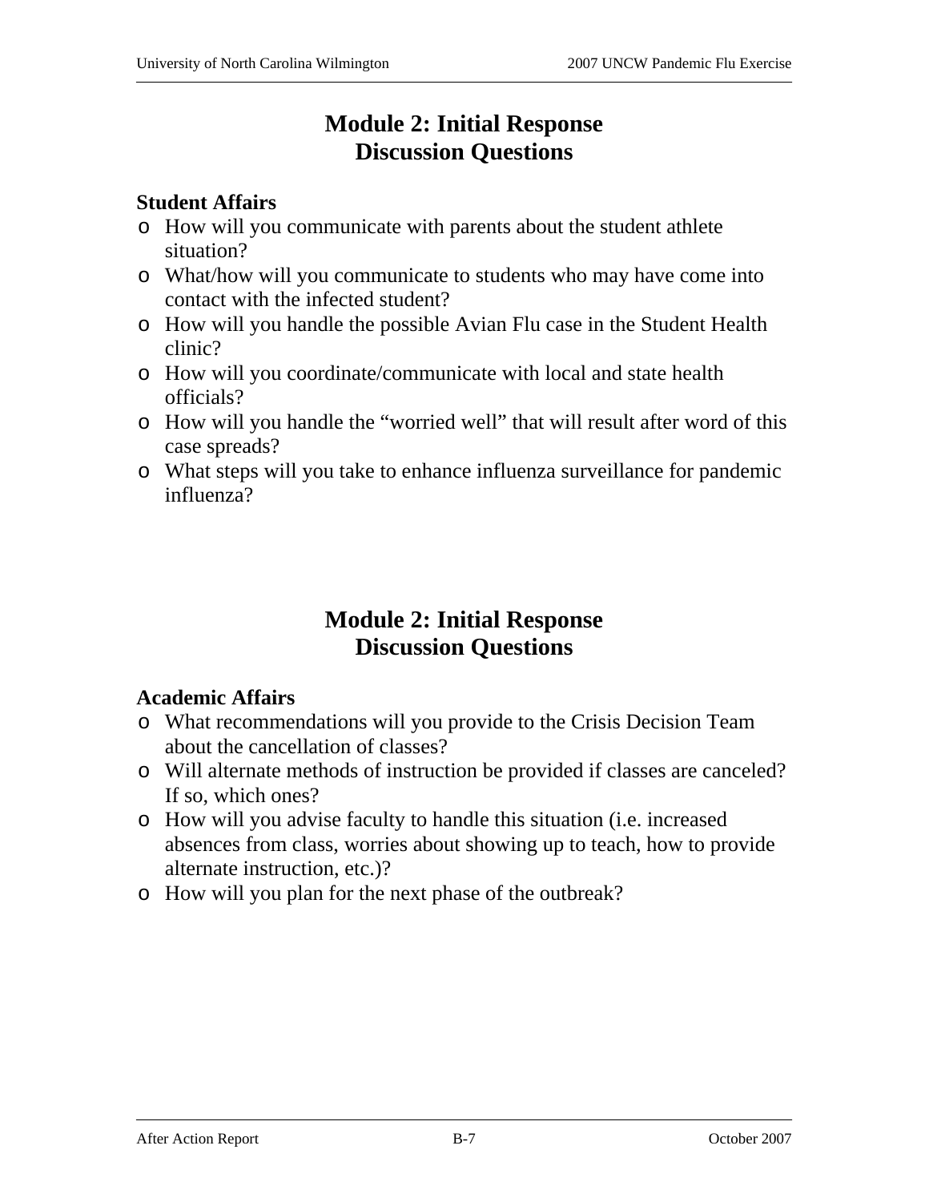# Module 2: Initial Response
# Discussion Questions

### Student Affairs

- How will you communicate with parents about the student athlete situation?
- What/how will you communicate to students who may have come into contact with the infected student?
- How will you handle the possible Avian Flu case in the Student Health clinic?
- How will you coordinate/communicate with local and state health officials?
- How will you handle the "worried well" that will result after word of this case spreads?
- What steps will you take to enhance influenza surveillance for pandemic influenza?

# Module 2: Initial Response
# Discussion Questions

### Academic Affairs

- What recommendations will you provide to the Crisis Decision Team about the cancellation of classes?
- Will alternate methods of instruction be provided if classes are canceled? If so, which ones?
- How will you advise faculty to handle this situation (i.e. increased absences from class, worries about showing up to teach, how to provide alternate instruction, etc.)?
- How will you plan for the next phase of the outbreak?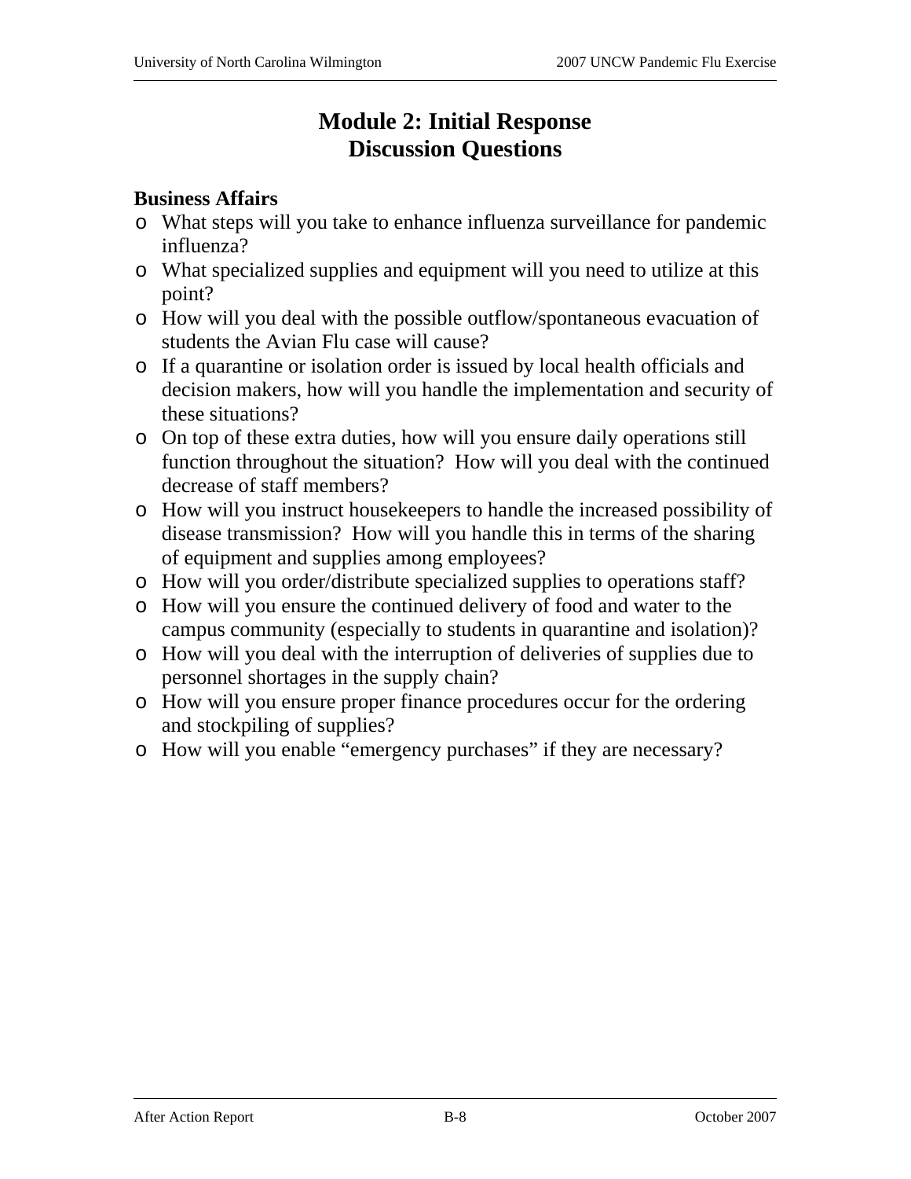# Module 2: Initial Response
# Discussion Questions

**Business Affairs**

- What steps will you take to enhance influenza surveillance for pandemic influenza?
- What specialized supplies and equipment will you need to utilize at this point?
- How will you deal with the possible outflow/spontaneous evacuation of students the Avian Flu case will cause?
- If a quarantine or isolation order is issued by local health officials and decision makers, how will you handle the implementation and security of these situations?
- On top of these extra duties, how will you ensure daily operations still function throughout the situation? How will you deal with the continued decrease of staff members?
- How will you instruct housekeepers to handle the increased possibility of disease transmission? How will you handle this in terms of the sharing of equipment and supplies among employees?
- How will you order/distribute specialized supplies to operations staff?
- How will you ensure the continued delivery of food and water to the campus community (especially to students in quarantine and isolation)?
- How will you deal with the interruption of deliveries of supplies due to personnel shortages in the supply chain?
- How will you ensure proper finance procedures occur for the ordering and stockpiling of supplies?
- How will you enable "emergency purchases" if they are necessary?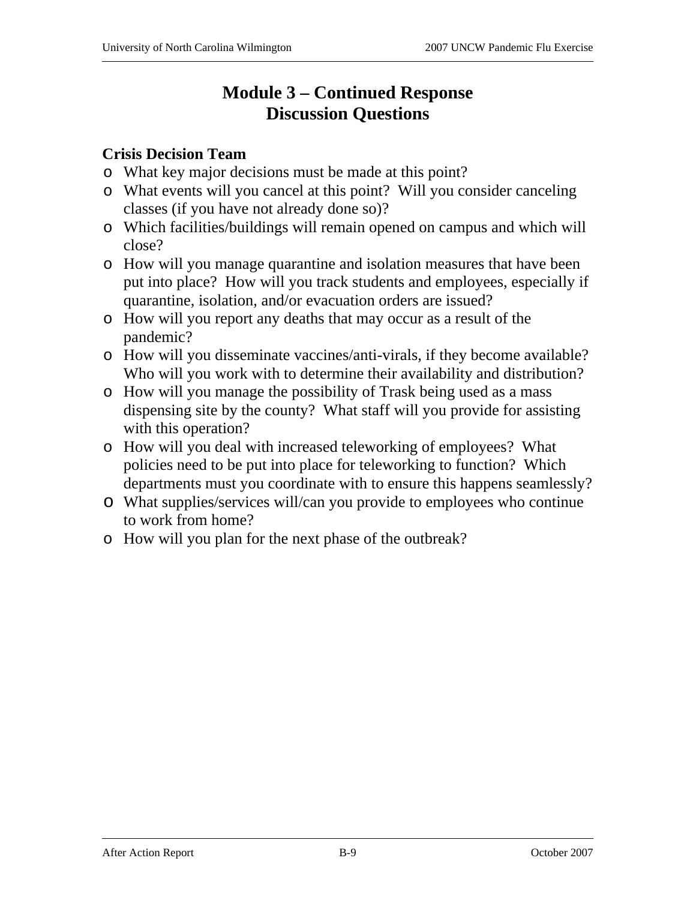# Module 3 – Continued Response
# Discussion Questions

### Crisis Decision Team

- What key major decisions must be made at this point?
- What events will you cancel at this point? Will you consider canceling classes (if you have not already done so)?
- Which facilities/buildings will remain opened on campus and which will close?
- How will you manage quarantine and isolation measures that have been put into place? How will you track students and employees, especially if quarantine, isolation, and/or evacuation orders are issued?
- How will you report any deaths that may occur as a result of the pandemic?
- How will you disseminate vaccines/anti-virals, if they become available? Who will you work with to determine their availability and distribution?
- How will you manage the possibility of Trask being used as a mass dispensing site by the county? What staff will you provide for assisting with this operation?
- How will you deal with increased teleworking of employees? What policies need to be put into place for teleworking to function? Which departments must you coordinate with to ensure this happens seamlessly?
- What supplies/services will/can you provide to employees who continue to work from home?
- How will you plan for the next phase of the outbreak?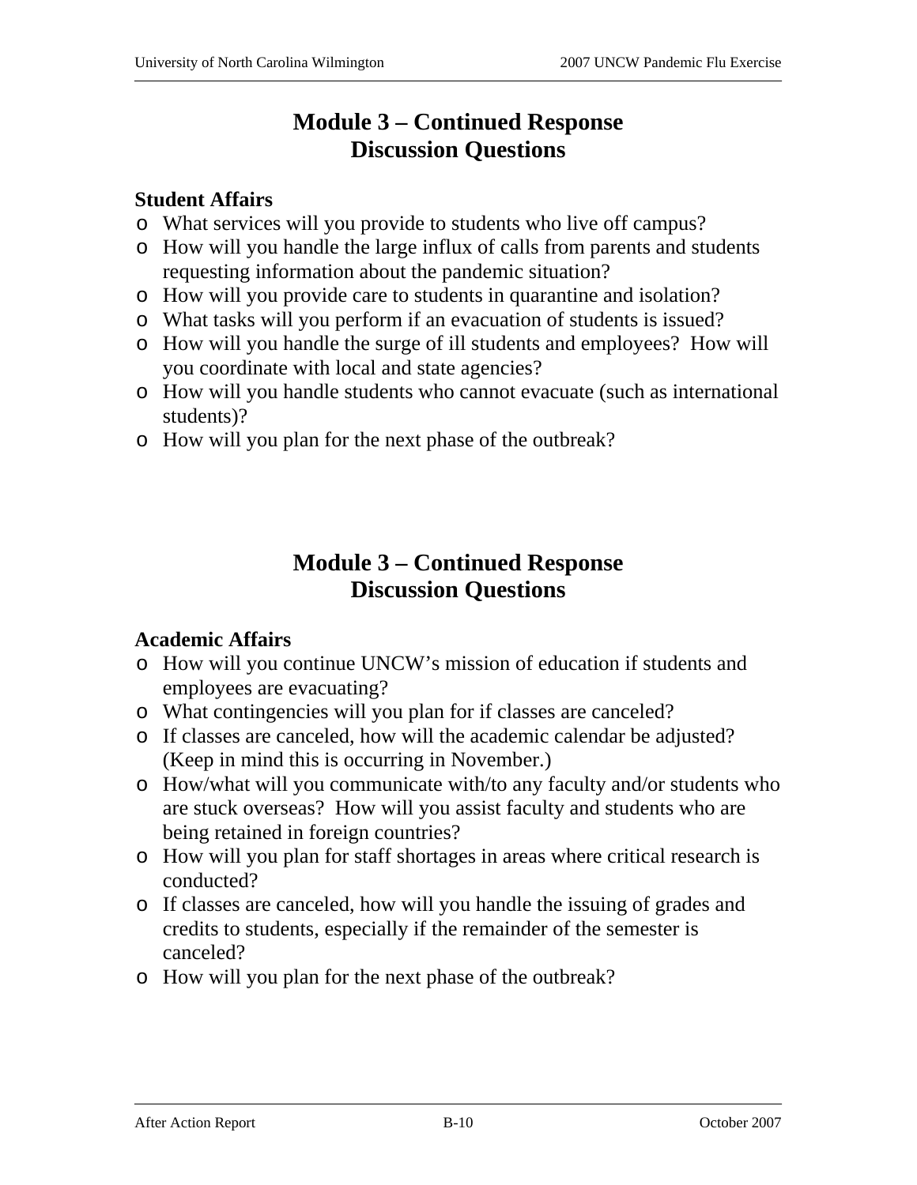# Module 3 – Continued Response
# Discussion Questions

### Student Affairs

- What services will you provide to students who live off campus?
- How will you handle the large influx of calls from parents and students requesting information about the pandemic situation?
- How will you provide care to students in quarantine and isolation?
- What tasks will you perform if an evacuation of students is issued?
- How will you handle the surge of ill students and employees? How will you coordinate with local and state agencies?
- How will you handle students who cannot evacuate (such as international students)?
- How will you plan for the next phase of the outbreak?

# Module 3 – Continued Response
# Discussion Questions

### Academic Affairs

- How will you continue UNCW's mission of education if students and employees are evacuating?
- What contingencies will you plan for if classes are canceled?
- If classes are canceled, how will the academic calendar be adjusted? (Keep in mind this is occurring in November.)
- How/what will you communicate with/to any faculty and/or students who are stuck overseas? How will you assist faculty and students who are being retained in foreign countries?
- How will you plan for staff shortages in areas where critical research is conducted?
- If classes are canceled, how will you handle the issuing of grades and credits to students, especially if the remainder of the semester is canceled?
- How will you plan for the next phase of the outbreak?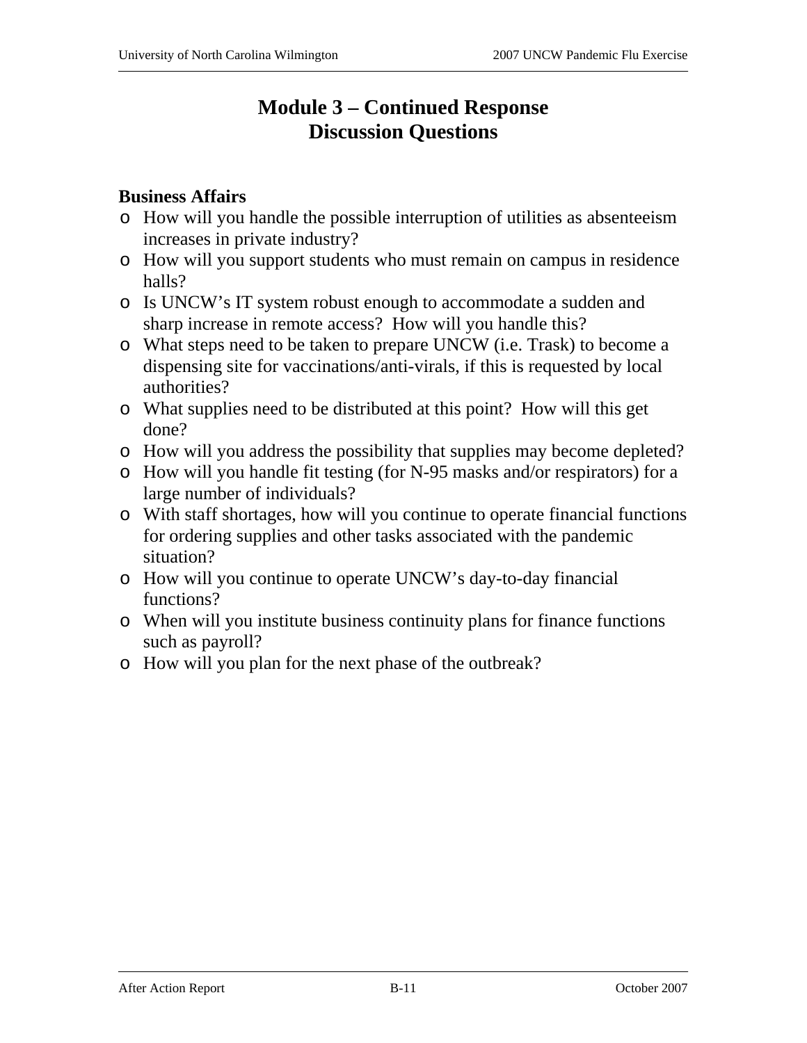# Module 3 – Continued Response
# Discussion Questions

**Business Affairs**

- How will you handle the possible interruption of utilities as absenteeism increases in private industry?
- How will you support students who must remain on campus in residence halls?
- Is UNCW's IT system robust enough to accommodate a sudden and sharp increase in remote access? How will you handle this?
- What steps need to be taken to prepare UNCW (i.e. Trask) to become a dispensing site for vaccinations/anti-virals, if this is requested by local authorities?
- What supplies need to be distributed at this point? How will this get done?
- How will you address the possibility that supplies may become depleted?
- How will you handle fit testing (for N-95 masks and/or respirators) for a large number of individuals?
- With staff shortages, how will you continue to operate financial functions for ordering supplies and other tasks associated with the pandemic situation?
- How will you continue to operate UNCW's day-to-day financial functions?
- When will you institute business continuity plans for finance functions such as payroll?
- How will you plan for the next phase of the outbreak?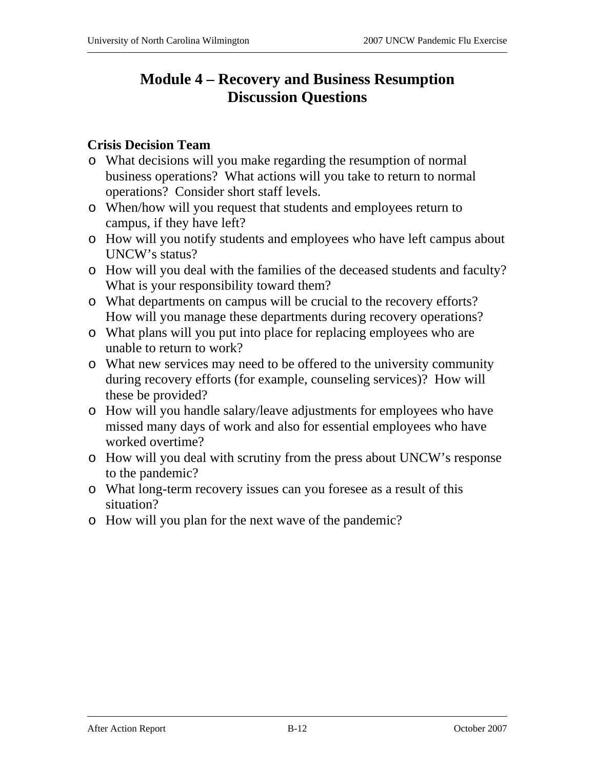# Module 4 – Recovery and Business Resumption Discussion Questions

### Crisis Decision Team

- What decisions will you make regarding the resumption of normal business operations? What actions will you take to return to normal operations? Consider short staff levels.
- When/how will you request that students and employees return to campus, if they have left?
- How will you notify students and employees who have left campus about UNCW's status?
- How will you deal with the families of the deceased students and faculty? What is your responsibility toward them?
- What departments on campus will be crucial to the recovery efforts? How will you manage these departments during recovery operations?
- What plans will you put into place for replacing employees who are unable to return to work?
- What new services may need to be offered to the university community during recovery efforts (for example, counseling services)? How will these be provided?
- How will you handle salary/leave adjustments for employees who have missed many days of work and also for essential employees who have worked overtime?
- How will you deal with scrutiny from the press about UNCW's response to the pandemic?
- What long-term recovery issues can you foresee as a result of this situation?
- How will you plan for the next wave of the pandemic?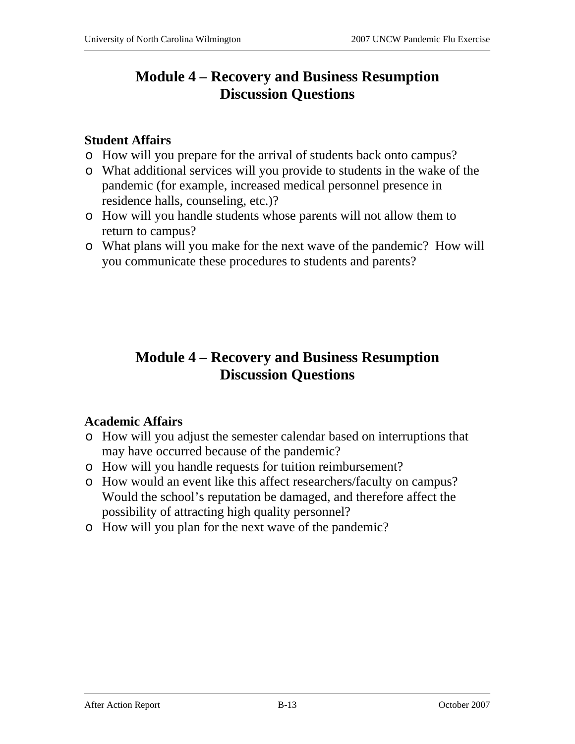## Module 4 – Recovery and Business Resumption Discussion Questions

### Student Affairs

- How will you prepare for the arrival of students back onto campus?
- What additional services will you provide to students in the wake of the pandemic (for example, increased medical personnel presence in residence halls, counseling, etc.)?
- How will you handle students whose parents will not allow them to return to campus?
- What plans will you make for the next wave of the pandemic? How will you communicate these procedures to students and parents?

## Module 4 – Recovery and Business Resumption Discussion Questions

### Academic Affairs

- How will you adjust the semester calendar based on interruptions that may have occurred because of the pandemic?
- How will you handle requests for tuition reimbursement?
- How would an event like this affect researchers/faculty on campus? Would the school's reputation be damaged, and therefore affect the possibility of attracting high quality personnel?
- How will you plan for the next wave of the pandemic?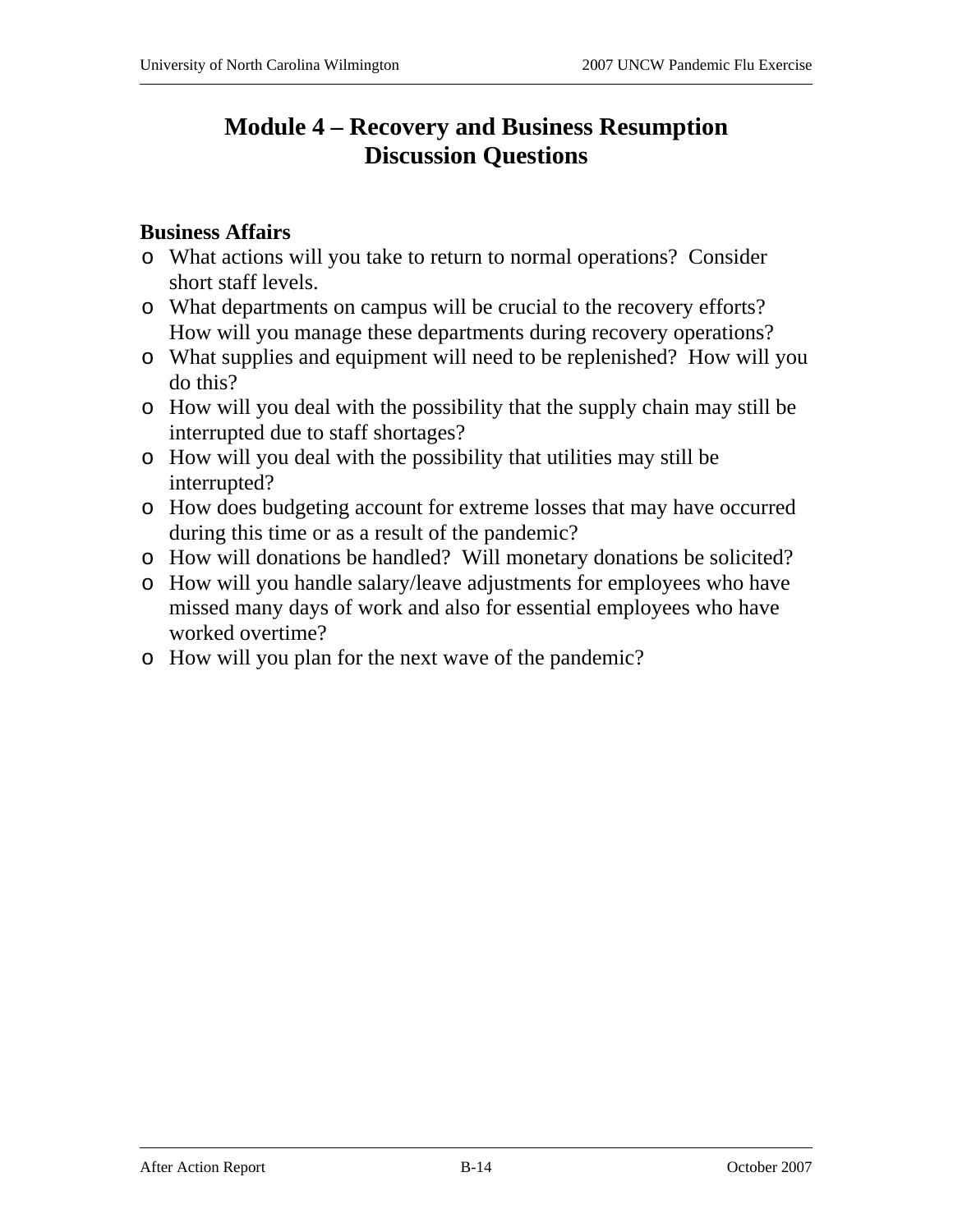# Module 4 – Recovery and Business Resumption Discussion Questions

**Business Affairs**

- What actions will you take to return to normal operations? Consider short staff levels.
- What departments on campus will be crucial to the recovery efforts? How will you manage these departments during recovery operations?
- What supplies and equipment will need to be replenished? How will you do this?
- How will you deal with the possibility that the supply chain may still be interrupted due to staff shortages?
- How will you deal with the possibility that utilities may still be interrupted?
- How does budgeting account for extreme losses that may have occurred during this time or as a result of the pandemic?
- How will donations be handled? Will monetary donations be solicited?
- How will you handle salary/leave adjustments for employees who have missed many days of work and also for essential employees who have worked overtime?
- How will you plan for the next wave of the pandemic?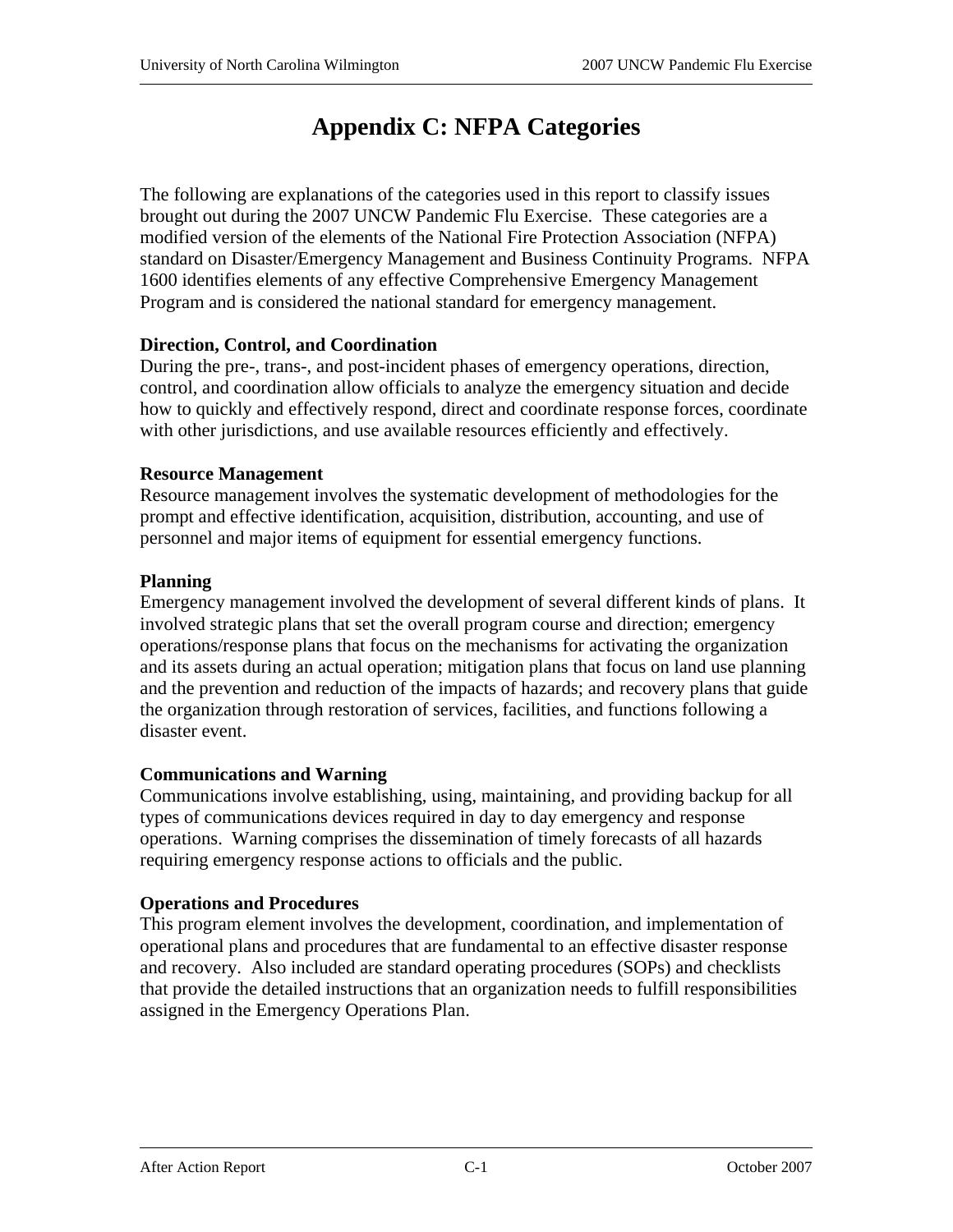# Appendix C: NFPA Categories

The following are explanations of the categories used in this report to classify issues brought out during the 2007 UNCW Pandemic Flu Exercise. These categories are a modified version of the elements of the National Fire Protection Association (NFPA) standard on Disaster/Emergency Management and Business Continuity Programs. NFPA 1600 identifies elements of any effective Comprehensive Emergency Management Program and is considered the national standard for emergency management.

**Direction, Control, and Coordination**
During the pre-, trans-, and post-incident phases of emergency operations, direction, control, and coordination allow officials to analyze the emergency situation and decide how to quickly and effectively respond, direct and coordinate response forces, coordinate with other jurisdictions, and use available resources efficiently and effectively.

**Resource Management**
Resource management involves the systematic development of methodologies for the prompt and effective identification, acquisition, distribution, accounting, and use of personnel and major items of equipment for essential emergency functions.

**Planning**
Emergency management involved the development of several different kinds of plans. It involved strategic plans that set the overall program course and direction; emergency operations/response plans that focus on the mechanisms for activating the organization and its assets during an actual operation; mitigation plans that focus on land use planning and the prevention and reduction of the impacts of hazards; and recovery plans that guide the organization through restoration of services, facilities, and functions following a disaster event.

**Communications and Warning**
Communications involve establishing, using, maintaining, and providing backup for all types of communications devices required in day to day emergency and response operations. Warning comprises the dissemination of timely forecasts of all hazards requiring emergency response actions to officials and the public.

**Operations and Procedures**
This program element involves the development, coordination, and implementation of operational plans and procedures that are fundamental to an effective disaster response and recovery. Also included are standard operating procedures (SOPs) and checklists that provide the detailed instructions that an organization needs to fulfill responsibilities assigned in the Emergency Operations Plan.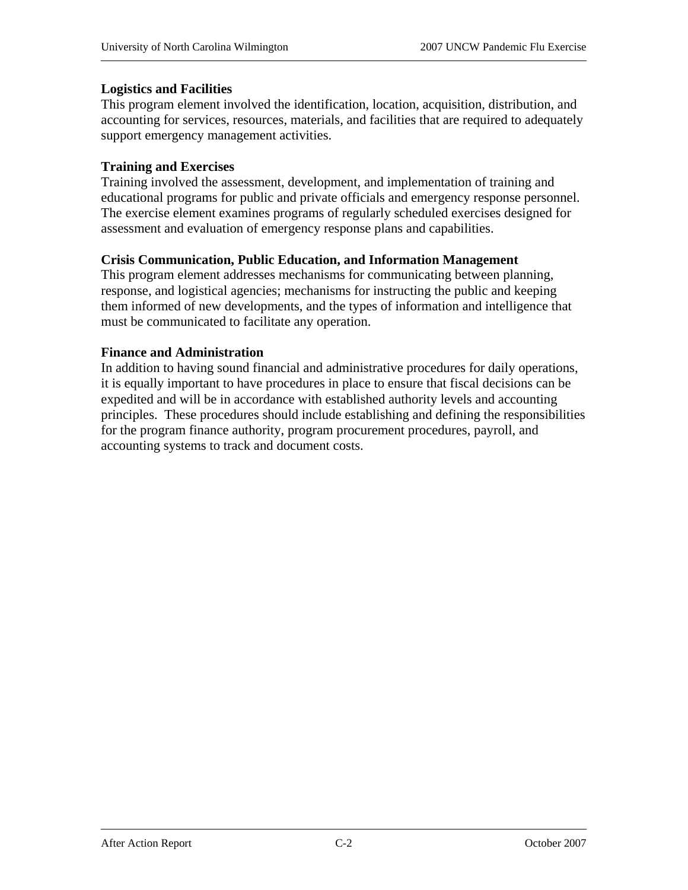**Logistics and Facilities**
This program element involved the identification, location, acquisition, distribution, and accounting for services, resources, materials, and facilities that are required to adequately support emergency management activities.

**Training and Exercises**
Training involved the assessment, development, and implementation of training and educational programs for public and private officials and emergency response personnel. The exercise element examines programs of regularly scheduled exercises designed for assessment and evaluation of emergency response plans and capabilities.

**Crisis Communication, Public Education, and Information Management**
This program element addresses mechanisms for communicating between planning, response, and logistical agencies; mechanisms for instructing the public and keeping them informed of new developments, and the types of information and intelligence that must be communicated to facilitate any operation.

**Finance and Administration**
In addition to having sound financial and administrative procedures for daily operations, it is equally important to have procedures in place to ensure that fiscal decisions can be expedited and will be in accordance with established authority levels and accounting principles. These procedures should include establishing and defining the responsibilities for the program finance authority, program procurement procedures, payroll, and accounting systems to track and document costs.